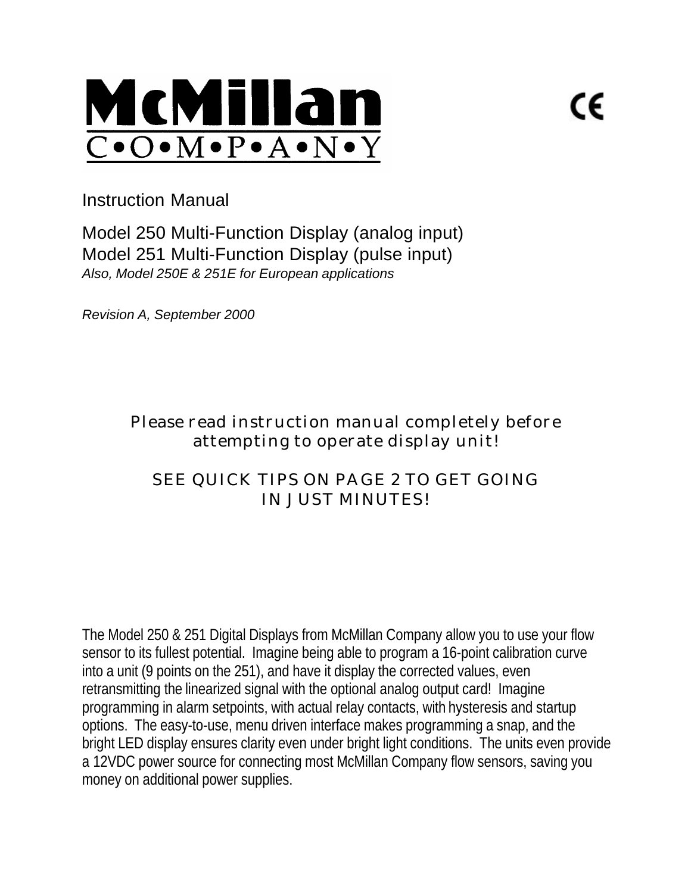# McMillan C•O•M•P•A•N•Y

CE

Instruction Manual

Model 250 Multi-Function Display (analog input)
Model 251 Multi-Function Display (pulse input)
*Also, Model 250E & 251E for European applications*

*Revision A, September 2000*

**Please read instruction manual completely before attempting to operate display unit!**

**SEE QUICK TIPS ON PAGE 2 TO GET GOING IN JUST MINUTES!**

The Model 250 & 251 Digital Displays from McMillan Company allow you to use your flow sensor to its fullest potential. Imagine being able to program a 16-point calibration curve into a unit (9 points on the 251), and have it display the corrected values, even retransmitting the linearized signal with the optional analog output card! Imagine programming in alarm setpoints, with actual relay contacts, with hysteresis and startup options. The easy-to-use, menu driven interface makes programming a snap, and the bright LED display ensures clarity even under bright light conditions. The units even provide a 12VDC power source for connecting most McMillan Company flow sensors, saving you money on additional power supplies.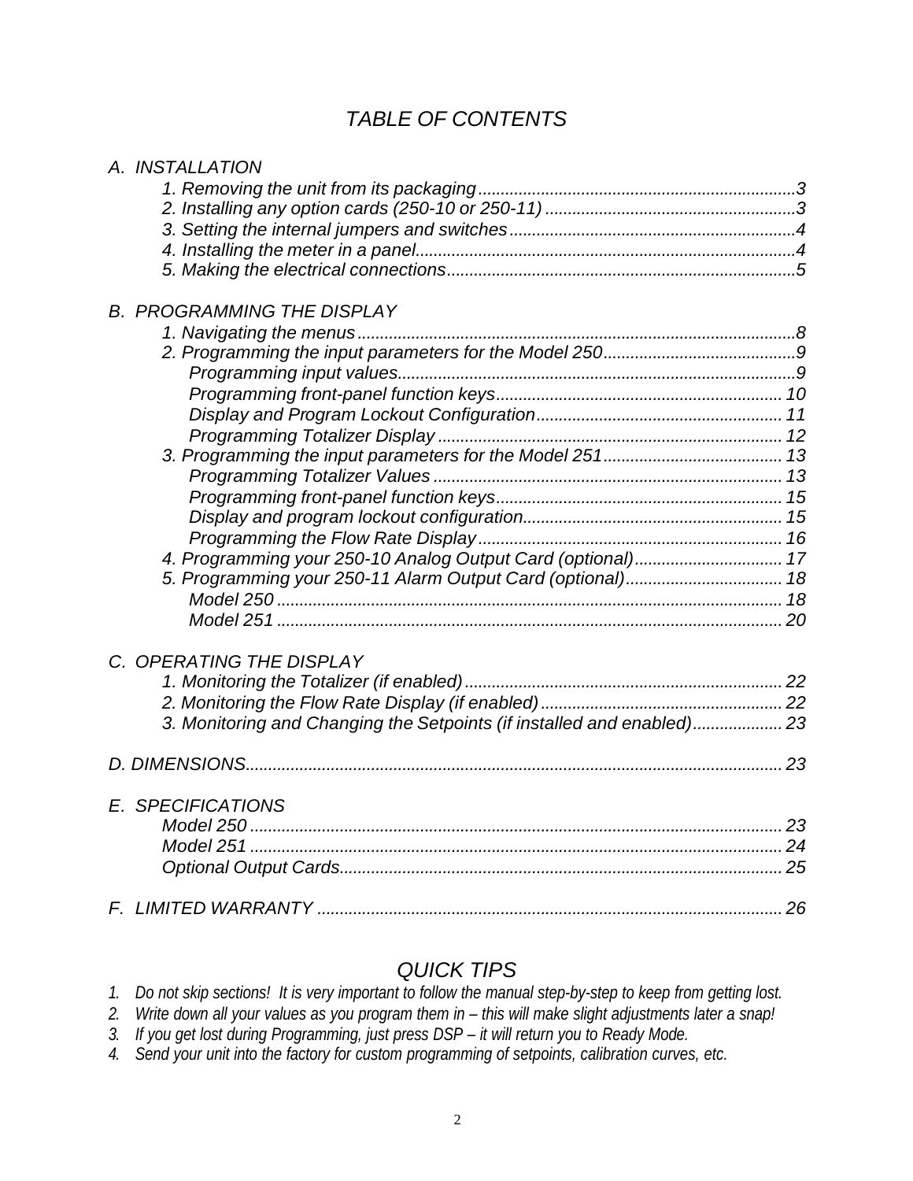# *TABLE OF CONTENTS*

*A. INSTALLATION*

- *1. Removing the unit from its packaging* ....... *3*
- *2. Installing any option cards (250-10 or 250-11)* ....... *3*
- *3. Setting the internal jumpers and switches* ....... *4*
- *4. Installing the meter in a panel* ....... *4*
- *5. Making the electrical connections* ....... *5*

*B. PROGRAMMING THE DISPLAY*

- *1. Navigating the menus* ....... *8*
- *2. Programming the input parameters for the Model 250* ....... *9*
  - *Programming input values* ....... *9*
  - *Programming front-panel function keys* ....... *10*
  - *Display and Program Lockout Configuration* ....... *11*
  - *Programming Totalizer Display* ....... *12*
- *3. Programming the input parameters for the Model 251* ....... *13*
  - *Programming Totalizer Values* ....... *13*
  - *Programming front-panel function keys* ....... *15*
  - *Display and program lockout configuration* ....... *15*
  - *Programming the Flow Rate Display* ....... *16*
- *4. Programming your 250-10 Analog Output Card (optional)* ....... *17*
- *5. Programming your 250-11 Alarm Output Card (optional)* ....... *18*
  - *Model 250* ....... *18*
  - *Model 251* ....... *20*

*C. OPERATING THE DISPLAY*

- *1. Monitoring the Totalizer (if enabled)* ....... *22*
- *2. Monitoring the Flow Rate Display (if enabled)* ....... *22*
- *3. Monitoring and Changing the Setpoints (if installed and enabled)* ....... *23*

*D. DIMENSIONS* ....... *23*

*E. SPECIFICATIONS*

- *Model 250* ....... *23*
- *Model 251* ....... *24*
- *Optional Output Cards* ....... *25*

*F. LIMITED WARRANTY* ....... *26*

## *QUICK TIPS*

1. *Do not skip sections! It is very important to follow the manual step-by-step to keep from getting lost.*
2. *Write down all your values as you program them in – this will make slight adjustments later a snap!*
3. *If you get lost during Programming, just press DSP – it will return you to Ready Mode.*
4. *Send your unit into the factory for custom programming of setpoints, calibration curves, etc.*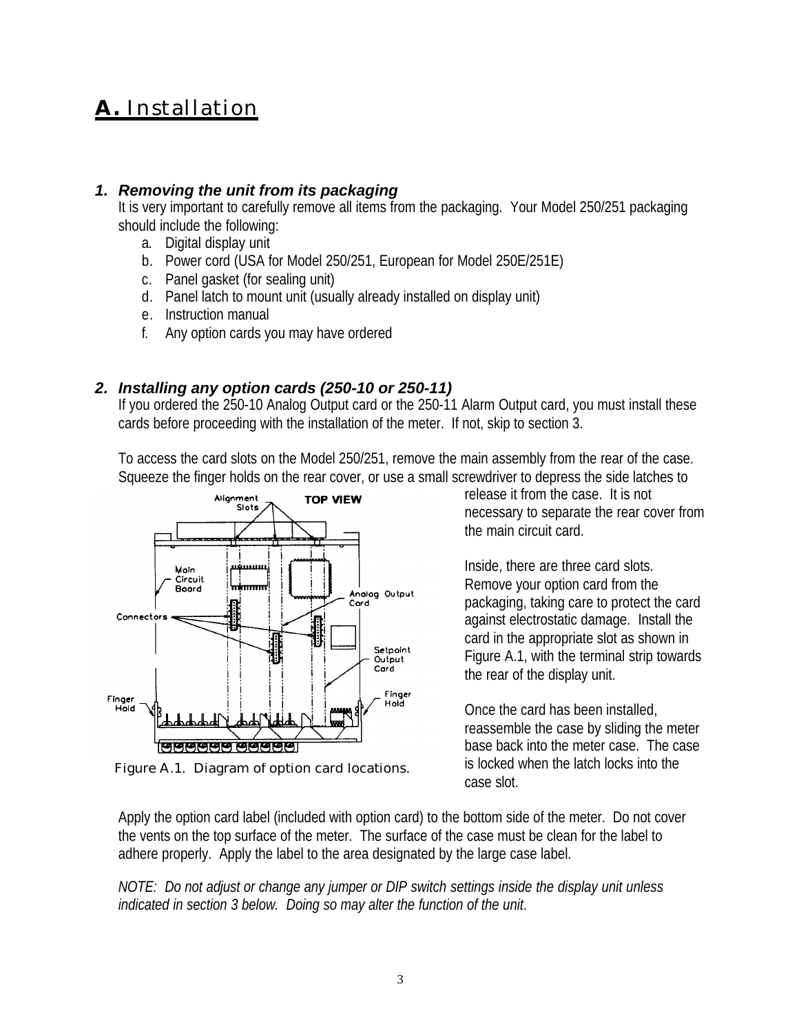# A. Installation

### 1. *Removing the unit from its packaging*

It is very important to carefully remove all items from the packaging. Your Model 250/251 packaging should include the following:

a. Digital display unit
b. Power cord (USA for Model 250/251, European for Model 250E/251E)
c. Panel gasket (for sealing unit)
d. Panel latch to mount unit (usually already installed on display unit)
e. Instruction manual
f. Any option cards you may have ordered

### 2. *Installing any option cards (250-10 or 250-11)*

If you ordered the 250-10 Analog Output card or the 250-11 Alarm Output card, you must install these cards before proceeding with the installation of the meter. If not, skip to section 3.

To access the card slots on the Model 250/251, remove the main assembly from the rear of the case. Squeeze the finger holds on the rear cover, or use a small screwdriver to depress the side latches to release it from the case. It is not necessary to separate the rear cover from the main circuit card.

Inside, there are three card slots. Remove your option card from the packaging, taking care to protect the card against electrostatic damage. Install the card in the appropriate slot as shown in Figure A.1, with the terminal strip towards the rear of the display unit.

Once the card has been installed, reassemble the case by sliding the meter base back into the meter case. The case is locked when the latch locks into the case slot.

Figure A.1. Diagram of option card locations.

Apply the option card label (included with option card) to the bottom side of the meter. Do not cover the vents on the top surface of the meter. The surface of the case must be clean for the label to adhere properly. Apply the label to the area designated by the large case label.

*NOTE: Do not adjust or change any jumper or DIP switch settings inside the display unit unless indicated in section 3 below. Doing so may alter the function of the unit.*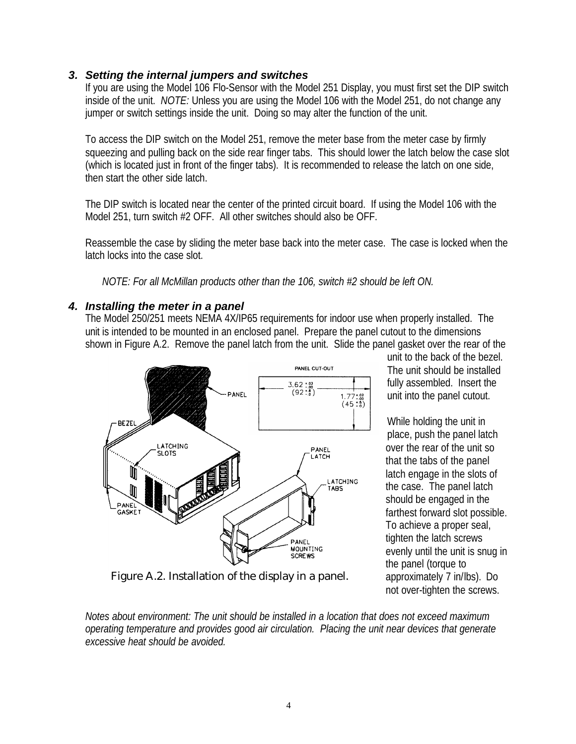### 3. *Setting the internal jumpers and switches*

If you are using the Model 106 Flo-Sensor with the Model 251 Display, you must first set the DIP switch inside of the unit. *NOTE:* Unless you are using the Model 106 with the Model 251, do not change any jumper or switch settings inside the unit. Doing so may alter the function of the unit.

To access the DIP switch on the Model 251, remove the meter base from the meter case by firmly squeezing and pulling back on the side rear finger tabs. This should lower the latch below the case slot (which is located just in front of the finger tabs). It is recommended to release the latch on one side, then start the other side latch.

The DIP switch is located near the center of the printed circuit board. If using the Model 106 with the Model 251, turn switch #2 OFF. All other switches should also be OFF.

Reassemble the case by sliding the meter base back into the meter case. The case is locked when the latch locks into the case slot.

*NOTE: For all McMillan products other than the 106, switch #2 should be left ON.*

### 4. *Installing the meter in a panel*

The Model 250/251 meets NEMA 4X/IP65 requirements for indoor use when properly installed. The unit is intended to be mounted in an enclosed panel. Prepare the panel cutout to the dimensions shown in Figure A.2. Remove the panel latch from the unit. Slide the panel gasket over the rear of the unit to the back of the bezel. The unit should be installed fully assembled. Insert the unit into the panel cutout.

While holding the unit in place, push the panel latch over the rear of the unit so that the tabs of the panel latch engage in the slots of the case. The panel latch should be engaged in the farthest forward slot possible. To achieve a proper seal, tighten the latch screws evenly until the unit is snug in the panel (torque to approximately 7 in/lbs). Do not over-tighten the screws.

Figure A.2. Installation of the display in a panel.

*Notes about environment: The unit should be installed in a location that does not exceed maximum operating temperature and provides good air circulation. Placing the unit near devices that generate excessive heat should be avoided.*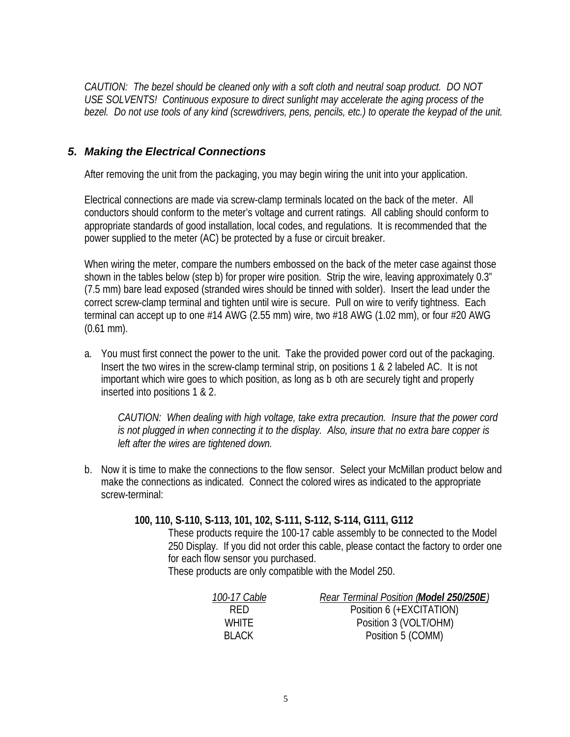*CAUTION: The bezel should be cleaned only with a soft cloth and neutral soap product. DO NOT USE SOLVENTS! Continuous exposure to direct sunlight may accelerate the aging process of the bezel. Do not use tools of any kind (screwdrivers, pens, pencils, etc.) to operate the keypad of the unit.*

## *5. Making the Electrical Connections*

After removing the unit from the packaging, you may begin wiring the unit into your application.

Electrical connections are made via screw-clamp terminals located on the back of the meter. All conductors should conform to the meter's voltage and current ratings. All cabling should conform to appropriate standards of good installation, local codes, and regulations. It is recommended that the power supplied to the meter (AC) be protected by a fuse or circuit breaker.

When wiring the meter, compare the numbers embossed on the back of the meter case against those shown in the tables below (step b) for proper wire position. Strip the wire, leaving approximately 0.3" (7.5 mm) bare lead exposed (stranded wires should be tinned with solder). Insert the lead under the correct screw-clamp terminal and tighten until wire is secure. Pull on wire to verify tightness. Each terminal can accept up to one #14 AWG (2.55 mm) wire, two #18 AWG (1.02 mm), or four #20 AWG (0.61 mm).

a. You must first connect the power to the unit. Take the provided power cord out of the packaging. Insert the two wires in the screw-clamp terminal strip, on positions 1 & 2 labeled AC. It is not important which wire goes to which position, as long as both are securely tight and properly inserted into positions 1 & 2.

   *CAUTION: When dealing with high voltage, take extra precaution. Insure that the power cord is not plugged in when connecting it to the display. Also, insure that no extra bare copper is left after the wires are tightened down.*

b. Now it is time to make the connections to the flow sensor. Select your McMillan product below and make the connections as indicated. Connect the colored wires as indicated to the appropriate screw-terminal:

   **100, 110, S-110, S-113, 101, 102, S-111, S-112, S-114, G111, G112**

   These products require the 100-17 cable assembly to be connected to the Model 250 Display. If you did not order this cable, please contact the factory to order one for each flow sensor you purchased.
   These products are only compatible with the Model 250.

| *100-17 Cable* | *Rear Terminal Position (**Model 250/250E**)* |
|---|---|
| RED | Position 6 (+EXCITATION) |
| WHITE | Position 3 (VOLT/OHM) |
| BLACK | Position 5 (COMM) |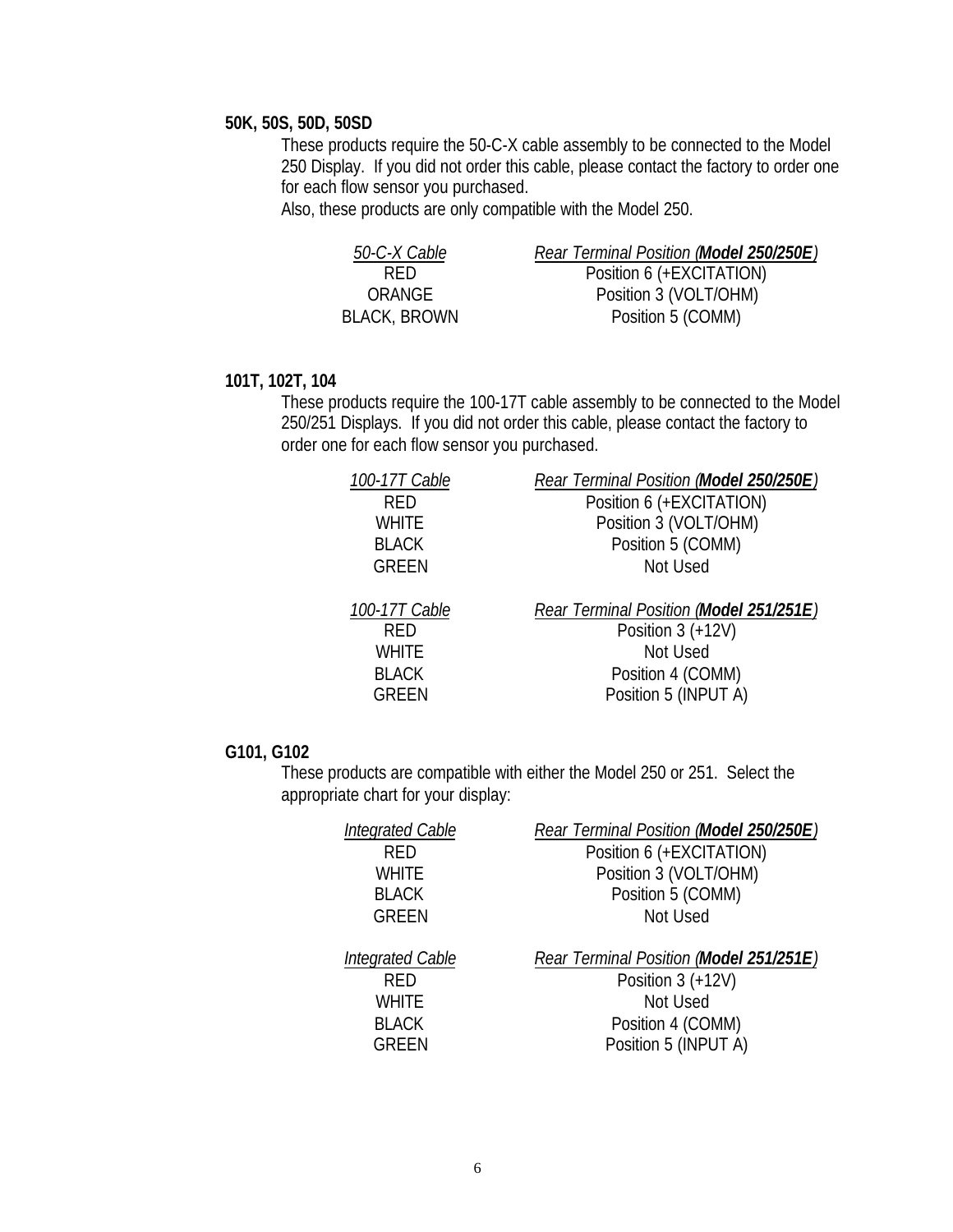**50K, 50S, 50D, 50SD**

These products require the 50-C-X cable assembly to be connected to the Model 250 Display. If you did not order this cable, please contact the factory to order one for each flow sensor you purchased.
Also, these products are only compatible with the Model 250.

| *50-C-X Cable* | *Rear Terminal Position (**Model 250/250E**)* |
|---|---|
| RED | Position 6 (+EXCITATION) |
| ORANGE | Position 3 (VOLT/OHM) |
| BLACK, BROWN | Position 5 (COMM) |

**101T, 102T, 104**

These products require the 100-17T cable assembly to be connected to the Model 250/251 Displays. If you did not order this cable, please contact the factory to order one for each flow sensor you purchased.

| *100-17T Cable* | *Rear Terminal Position (**Model 250/250E**)* |
|---|---|
| RED | Position 6 (+EXCITATION) |
| WHITE | Position 3 (VOLT/OHM) |
| BLACK | Position 5 (COMM) |
| GREEN | Not Used |

| *100-17T Cable* | *Rear Terminal Position (**Model 251/251E**)* |
|---|---|
| RED | Position 3 (+12V) |
| WHITE | Not Used |
| BLACK | Position 4 (COMM) |
| GREEN | Position 5 (INPUT A) |

**G101, G102**

These products are compatible with either the Model 250 or 251. Select the appropriate chart for your display:

| *Integrated Cable* | *Rear Terminal Position (**Model 250/250E**)* |
|---|---|
| RED | Position 6 (+EXCITATION) |
| WHITE | Position 3 (VOLT/OHM) |
| BLACK | Position 5 (COMM) |
| GREEN | Not Used |

| *Integrated Cable* | *Rear Terminal Position (**Model 251/251E**)* |
|---|---|
| RED | Position 3 (+12V) |
| WHITE | Not Used |
| BLACK | Position 4 (COMM) |
| GREEN | Position 5 (INPUT A) |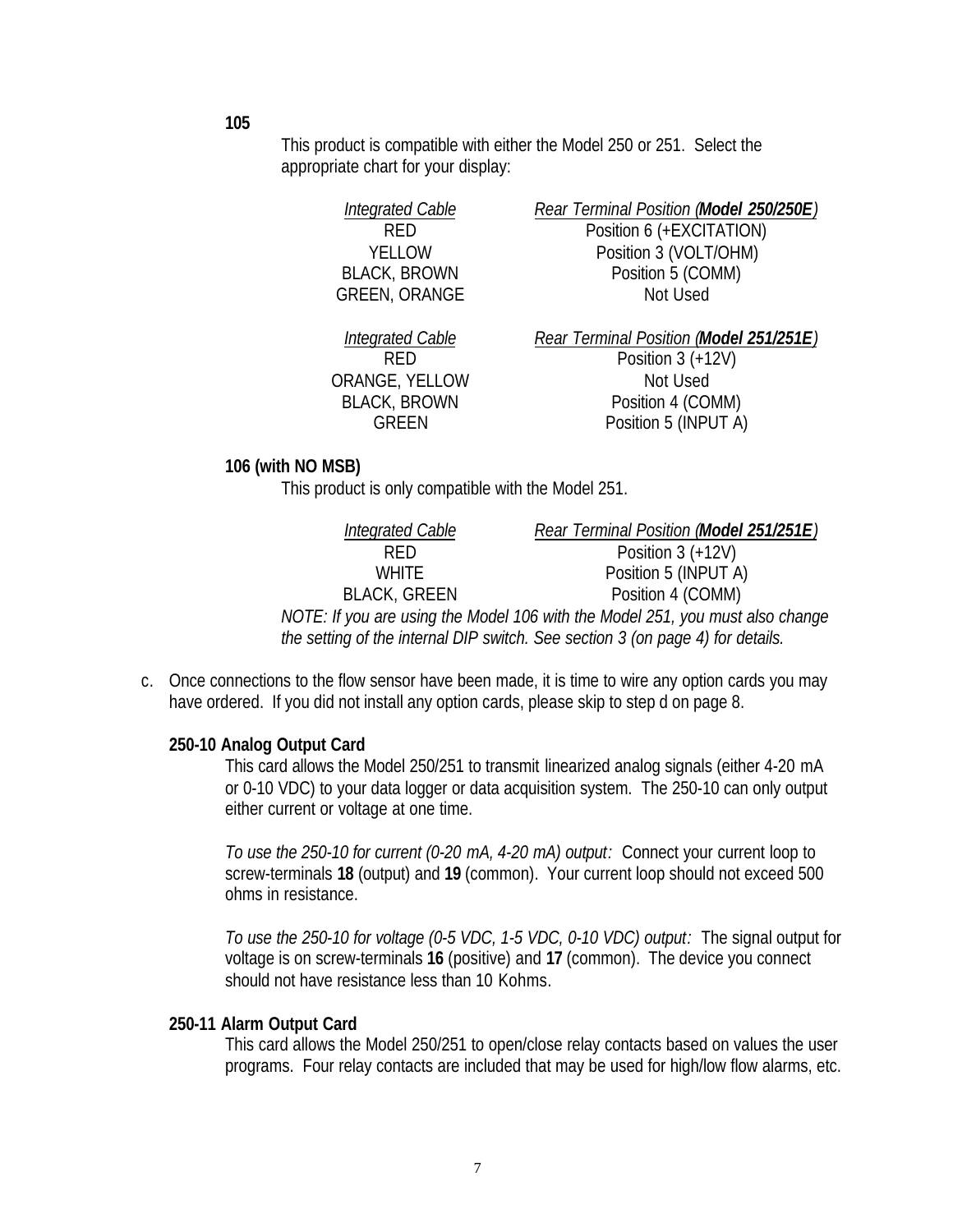**105**

This product is compatible with either the Model 250 or 251. Select the appropriate chart for your display:

| *Integrated Cable* | *Rear Terminal Position (**Model 250/250E**)* |
|---|---|
| RED | Position 6 (+EXCITATION) |
| YELLOW | Position 3 (VOLT/OHM) |
| BLACK, BROWN | Position 5 (COMM) |
| GREEN, ORANGE | Not Used |

| *Integrated Cable* | *Rear Terminal Position (**Model 251/251E**)* |
|---|---|
| RED | Position 3 (+12V) |
| ORANGE, YELLOW | Not Used |
| BLACK, BROWN | Position 4 (COMM) |
| GREEN | Position 5 (INPUT A) |

**106 (with NO MSB)**

This product is only compatible with the Model 251.

| *Integrated Cable* | *Rear Terminal Position (**Model 251/251E**)* |
|---|---|
| RED | Position 3 (+12V) |
| WHITE | Position 5 (INPUT A) |
| BLACK, GREEN | Position 4 (COMM) |

*NOTE: If you are using the Model 106 with the Model 251, you must also change the setting of the internal DIP switch. See section 3 (on page 4) for details.*

c. Once connections to the flow sensor have been made, it is time to wire any option cards you may have ordered. If you did not install any option cards, please skip to step d on page 8.

**250-10 Analog Output Card**

This card allows the Model 250/251 to transmit linearized analog signals (either 4-20 mA or 0-10 VDC) to your data logger or data acquisition system. The 250-10 can only output either current or voltage at one time.

*To use the 250-10 for current (0-20 mA, 4-20 mA) output:* Connect your current loop to screw-terminals **18** (output) and **19** (common). Your current loop should not exceed 500 ohms in resistance.

*To use the 250-10 for voltage (0-5 VDC, 1-5 VDC, 0-10 VDC) output:* The signal output for voltage is on screw-terminals **16** (positive) and **17** (common). The device you connect should not have resistance less than 10 Kohms.

**250-11 Alarm Output Card**

This card allows the Model 250/251 to open/close relay contacts based on values the user programs. Four relay contacts are included that may be used for high/low flow alarms, etc.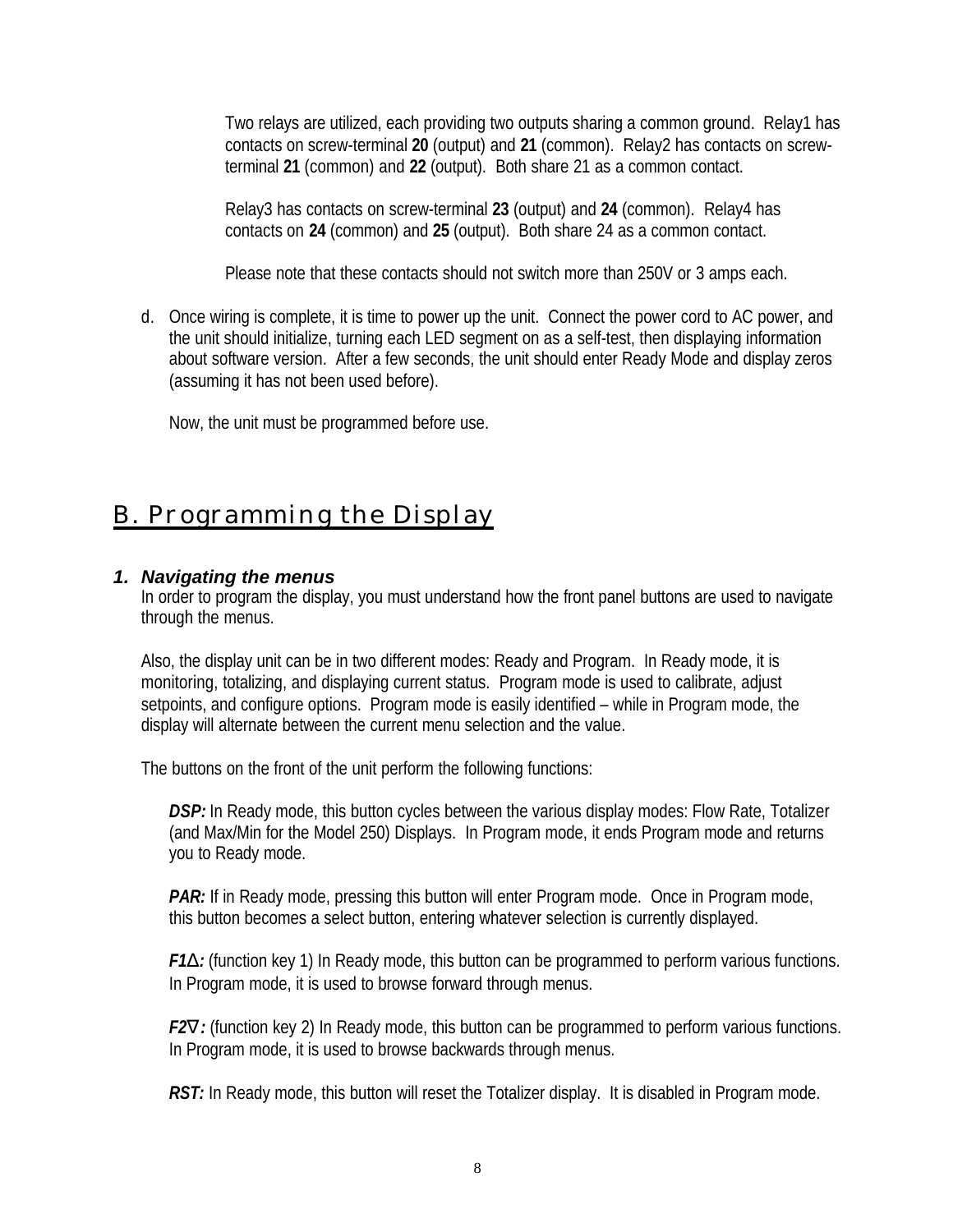Two relays are utilized, each providing two outputs sharing a common ground. Relay1 has contacts on screw-terminal **20** (output) and **21** (common). Relay2 has contacts on screw-terminal **21** (common) and **22** (output). Both share 21 as a common contact.

Relay3 has contacts on screw-terminal **23** (output) and **24** (common). Relay4 has contacts on **24** (common) and **25** (output). Both share 24 as a common contact.

Please note that these contacts should not switch more than 250V or 3 amps each.

d. Once wiring is complete, it is time to power up the unit. Connect the power cord to AC power, and the unit should initialize, turning each LED segment on as a self-test, then displaying information about software version. After a few seconds, the unit should enter Ready Mode and display zeros (assuming it has not been used before).

   Now, the unit must be programmed before use.

## B. Programming the Display

### 1. *Navigating the menus*

In order to program the display, you must understand how the front panel buttons are used to navigate through the menus.

Also, the display unit can be in two different modes: Ready and Program. In Ready mode, it is monitoring, totalizing, and displaying current status. Program mode is used to calibrate, adjust setpoints, and configure options. Program mode is easily identified – while in Program mode, the display will alternate between the current menu selection and the value.

The buttons on the front of the unit perform the following functions:

***DSP:*** In Ready mode, this button cycles between the various display modes: Flow Rate, Totalizer (and Max/Min for the Model 250) Displays. In Program mode, it ends Program mode and returns you to Ready mode.

***PAR:*** If in Ready mode, pressing this button will enter Program mode. Once in Program mode, this button becomes a select button, entering whatever selection is currently displayed.

***F1∆:*** (function key 1) In Ready mode, this button can be programmed to perform various functions. In Program mode, it is used to browse forward through menus.

***F2∇:*** (function key 2) In Ready mode, this button can be programmed to perform various functions. In Program mode, it is used to browse backwards through menus.

***RST:*** In Ready mode, this button will reset the Totalizer display. It is disabled in Program mode.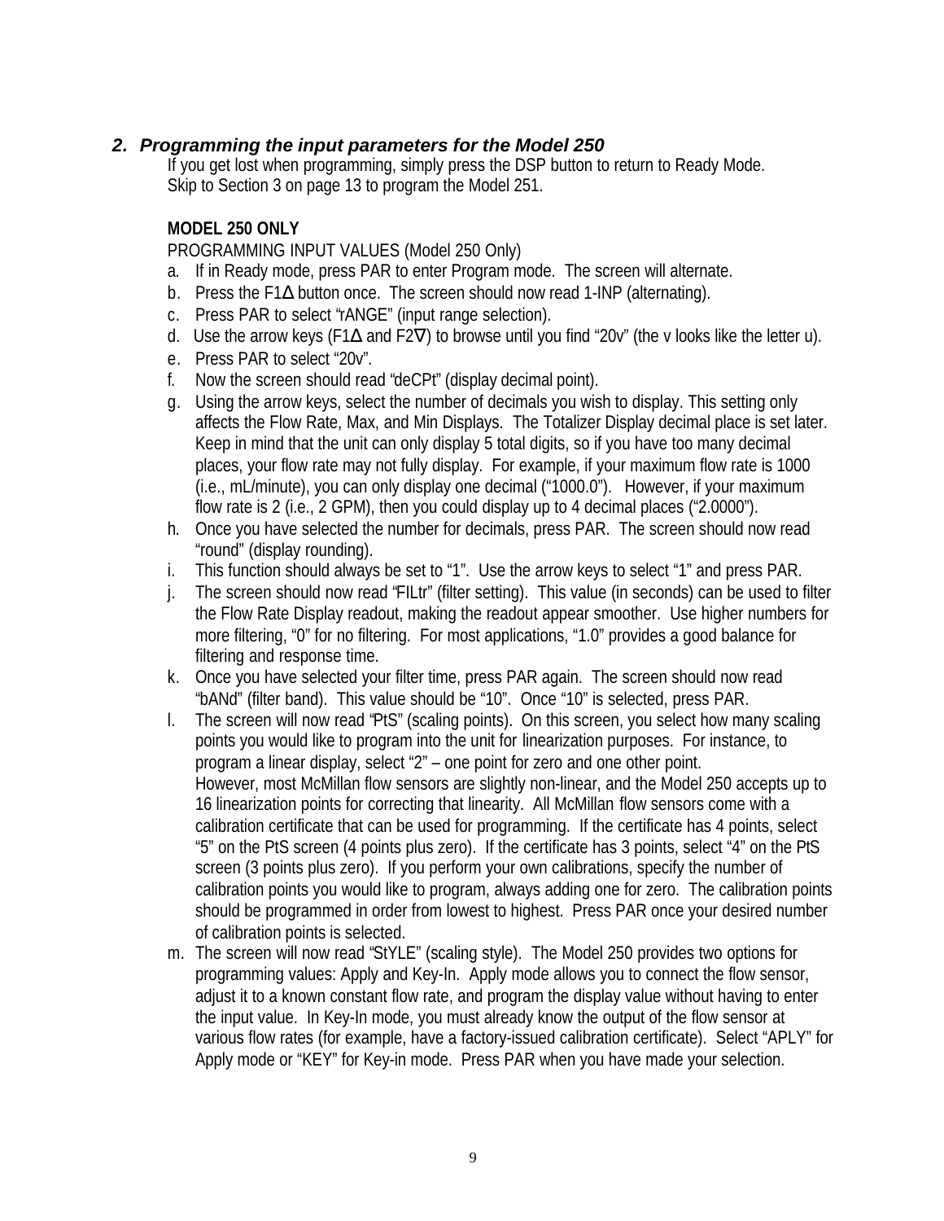## 2. *Programming the input parameters for the Model 250*

If you get lost when programming, simply press the DSP button to return to Ready Mode.
Skip to Section 3 on page 13 to program the Model 251.

**MODEL 250 ONLY**

PROGRAMMING INPUT VALUES (Model 250 Only)

a. If in Ready mode, press PAR to enter Program mode. The screen will alternate.
b. Press the F1Δ button once. The screen should now read 1-INP (alternating).
c. Press PAR to select "rANGE" (input range selection).
d. Use the arrow keys (F1Δ and F2∇) to browse until you find "20v" (the v looks like the letter u).
e. Press PAR to select "20v".
f. Now the screen should read "deCPt" (display decimal point).
g. Using the arrow keys, select the number of decimals you wish to display. This setting only affects the Flow Rate, Max, and Min Displays. The Totalizer Display decimal place is set later. Keep in mind that the unit can only display 5 total digits, so if you have too many decimal places, your flow rate may not fully display. For example, if your maximum flow rate is 1000 (i.e., mL/minute), you can only display one decimal ("1000.0"). However, if your maximum flow rate is 2 (i.e., 2 GPM), then you could display up to 4 decimal places ("2.0000").
h. Once you have selected the number for decimals, press PAR. The screen should now read "round" (display rounding).
i. This function should always be set to "1". Use the arrow keys to select "1" and press PAR.
j. The screen should now read "FILtr" (filter setting). This value (in seconds) can be used to filter the Flow Rate Display readout, making the readout appear smoother. Use higher numbers for more filtering, "0" for no filtering. For most applications, "1.0" provides a good balance for filtering and response time.
k. Once you have selected your filter time, press PAR again. The screen should now read "bANd" (filter band). This value should be "10". Once "10" is selected, press PAR.
l. The screen will now read "PtS" (scaling points). On this screen, you select how many scaling points you would like to program into the unit for linearization purposes. For instance, to program a linear display, select "2" – one point for zero and one other point.
   However, most McMillan flow sensors are slightly non-linear, and the Model 250 accepts up to 16 linearization points for correcting that linearity. All McMillan flow sensors come with a calibration certificate that can be used for programming. If the certificate has 4 points, select "5" on the PtS screen (4 points plus zero). If the certificate has 3 points, select "4" on the PtS screen (3 points plus zero). If you perform your own calibrations, specify the number of calibration points you would like to program, always adding one for zero. The calibration points should be programmed in order from lowest to highest. Press PAR once your desired number of calibration points is selected.
m. The screen will now read "StYLE" (scaling style). The Model 250 provides two options for programming values: Apply and Key-In. Apply mode allows you to connect the flow sensor, adjust it to a known constant flow rate, and program the display value without having to enter the input value. In Key-In mode, you must already know the output of the flow sensor at various flow rates (for example, have a factory-issued calibration certificate). Select "APLY" for Apply mode or "KEY" for Key-in mode. Press PAR when you have made your selection.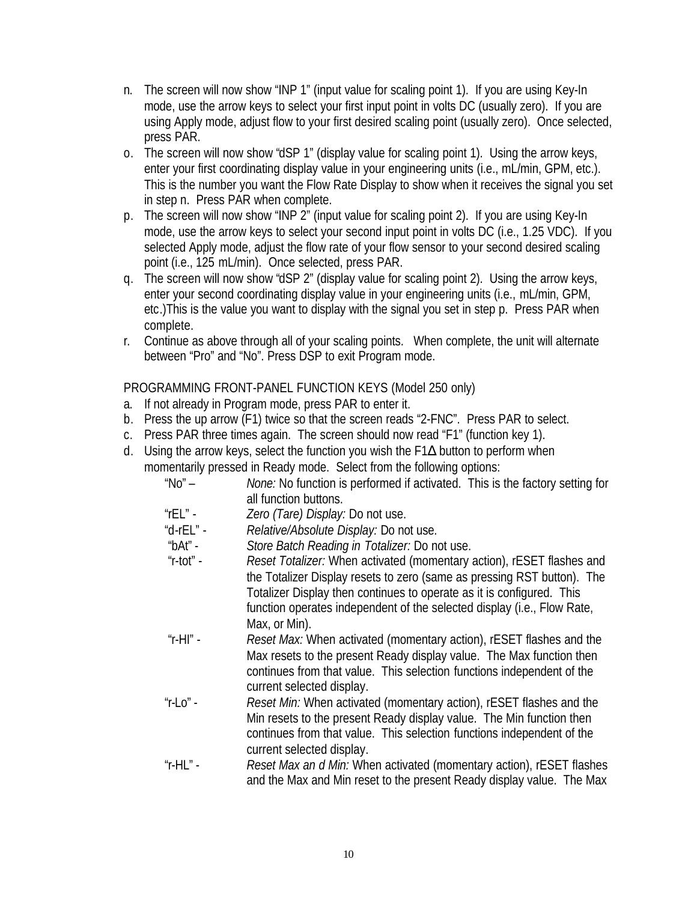n. The screen will now show "INP 1" (input value for scaling point 1). If you are using Key-In mode, use the arrow keys to select your first input point in volts DC (usually zero). If you are using Apply mode, adjust flow to your first desired scaling point (usually zero). Once selected, press PAR.

o. The screen will now show "dSP 1" (display value for scaling point 1). Using the arrow keys, enter your first coordinating display value in your engineering units (i.e., mL/min, GPM, etc.). This is the number you want the Flow Rate Display to show when it receives the signal you set in step n. Press PAR when complete.

p. The screen will now show "INP 2" (input value for scaling point 2). If you are using Key-In mode, use the arrow keys to select your second input point in volts DC (i.e., 1.25 VDC). If you selected Apply mode, adjust the flow rate of your flow sensor to your second desired scaling point (i.e., 125 mL/min). Once selected, press PAR.

q. The screen will now show "dSP 2" (display value for scaling point 2). Using the arrow keys, enter your second coordinating display value in your engineering units (i.e., mL/min, GPM, etc.)This is the value you want to display with the signal you set in step p. Press PAR when complete.

r. Continue as above through all of your scaling points. When complete, the unit will alternate between "Pro" and "No". Press DSP to exit Program mode.

PROGRAMMING FRONT-PANEL FUNCTION KEYS (Model 250 only)

a. If not already in Program mode, press PAR to enter it.

b. Press the up arrow (F1) twice so that the screen reads "2-FNC". Press PAR to select.

c. Press PAR three times again. The screen should now read "F1" (function key 1).

d. Using the arrow keys, select the function you wish the F1Δ button to perform when momentarily pressed in Ready mode. Select from the following options:

"No" – *None:* No function is performed if activated. This is the factory setting for all function buttons.

"rEL" - *Zero (Tare) Display:* Do not use.

"d-rEL" - *Relative/Absolute Display:* Do not use.

"bAt" - *Store Batch Reading in Totalizer:* Do not use.

"r-tot" - *Reset Totalizer:* When activated (momentary action), rESET flashes and the Totalizer Display resets to zero (same as pressing RST button). The Totalizer Display then continues to operate as it is configured. This function operates independent of the selected display (i.e., Flow Rate, Max, or Min).

"r-HI" - *Reset Max:* When activated (momentary action), rESET flashes and the Max resets to the present Ready display value. The Max function then continues from that value. This selection functions independent of the current selected display.

"r-Lo" - *Reset Min:* When activated (momentary action), rESET flashes and the Min resets to the present Ready display value. The Min function then continues from that value. This selection functions independent of the current selected display.

"r-HL" - *Reset Max an d Min:* When activated (momentary action), rESET flashes and the Max and Min reset to the present Ready display value. The Max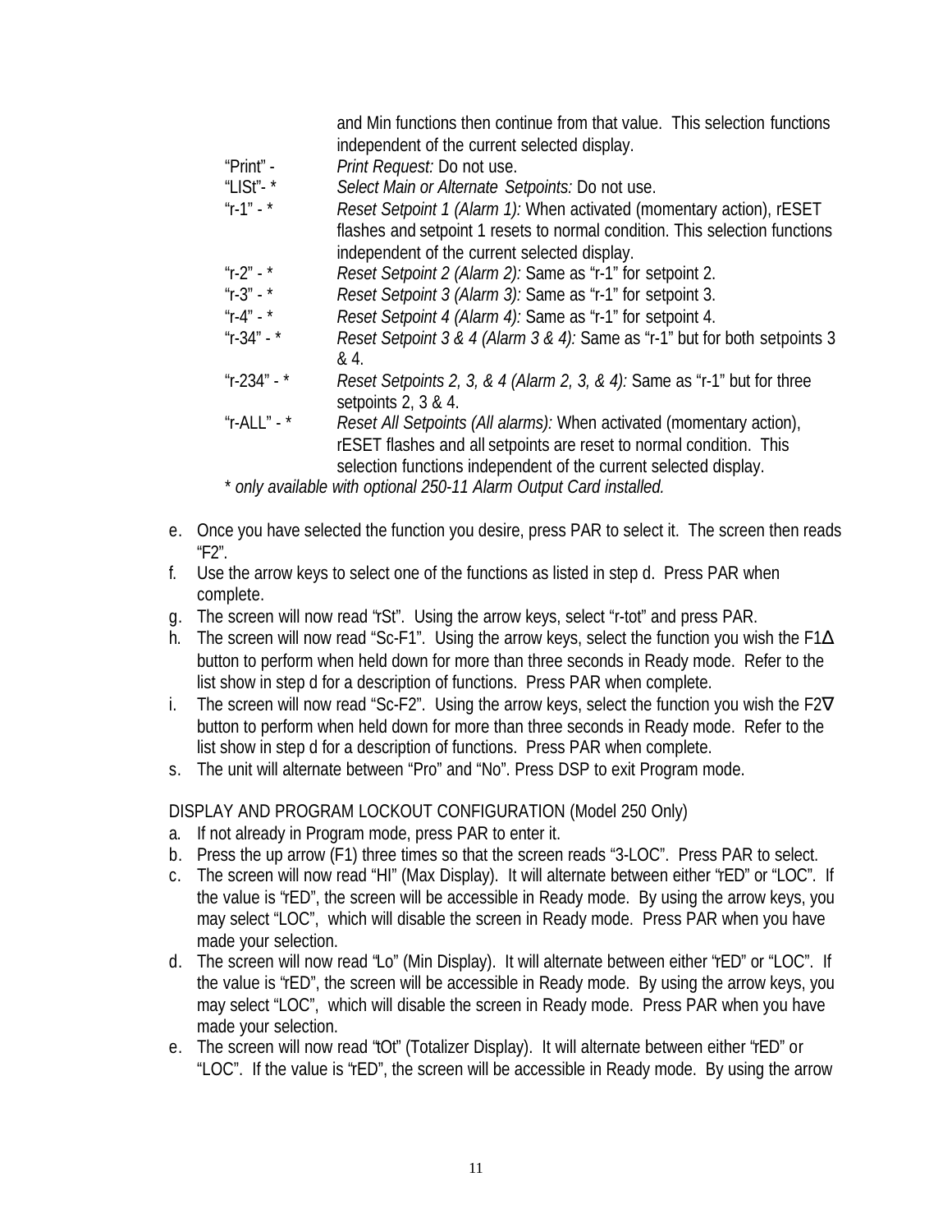and Min functions then continue from that value. This selection functions independent of the current selected display.

| | |
|---|---|
| "Print" - | *Print Request:* Do not use. |
| "LISt"- * | *Select Main or Alternate Setpoints:* Do not use. |
| "r-1" - * | *Reset Setpoint 1 (Alarm 1):* When activated (momentary action), rESET flashes and setpoint 1 resets to normal condition. This selection functions independent of the current selected display. |
| "r-2" - * | *Reset Setpoint 2 (Alarm 2):* Same as "r-1" for setpoint 2. |
| "r-3" - * | *Reset Setpoint 3 (Alarm 3):* Same as "r-1" for setpoint 3. |
| "r-4" - * | *Reset Setpoint 4 (Alarm 4):* Same as "r-1" for setpoint 4. |
| "r-34" - * | *Reset Setpoint 3 & 4 (Alarm 3 & 4):* Same as "r-1" but for both setpoints 3 & 4. |
| "r-234" - * | *Reset Setpoints 2, 3, & 4 (Alarm 2, 3, & 4):* Same as "r-1" but for three setpoints 2, 3 & 4. |
| "r-ALL" - * | *Reset All Setpoints (All alarms):* When activated (momentary action), rESET flashes and all setpoints are reset to normal condition. This selection functions independent of the current selected display. |

*\* only available with optional 250-11 Alarm Output Card installed.*

e. Once you have selected the function you desire, press PAR to select it. The screen then reads "F2".
f. Use the arrow keys to select one of the functions as listed in step d. Press PAR when complete.
g. The screen will now read "rSt". Using the arrow keys, select "r-tot" and press PAR.
h. The screen will now read "Sc-F1". Using the arrow keys, select the function you wish the F1Δ button to perform when held down for more than three seconds in Ready mode. Refer to the list show in step d for a description of functions. Press PAR when complete.
i. The screen will now read "Sc-F2". Using the arrow keys, select the function you wish the F2∇ button to perform when held down for more than three seconds in Ready mode. Refer to the list show in step d for a description of functions. Press PAR when complete.
s. The unit will alternate between "Pro" and "No". Press DSP to exit Program mode.

DISPLAY AND PROGRAM LOCKOUT CONFIGURATION (Model 250 Only)

a. If not already in Program mode, press PAR to enter it.
b. Press the up arrow (F1) three times so that the screen reads "3-LOC". Press PAR to select.
c. The screen will now read "HI" (Max Display). It will alternate between either "rED" or "LOC". If the value is "rED", the screen will be accessible in Ready mode. By using the arrow keys, you may select "LOC", which will disable the screen in Ready mode. Press PAR when you have made your selection.
d. The screen will now read "Lo" (Min Display). It will alternate between either "rED" or "LOC". If the value is "rED", the screen will be accessible in Ready mode. By using the arrow keys, you may select "LOC", which will disable the screen in Ready mode. Press PAR when you have made your selection.
e. The screen will now read "tOt" (Totalizer Display). It will alternate between either "rED" or "LOC". If the value is "rED", the screen will be accessible in Ready mode. By using the arrow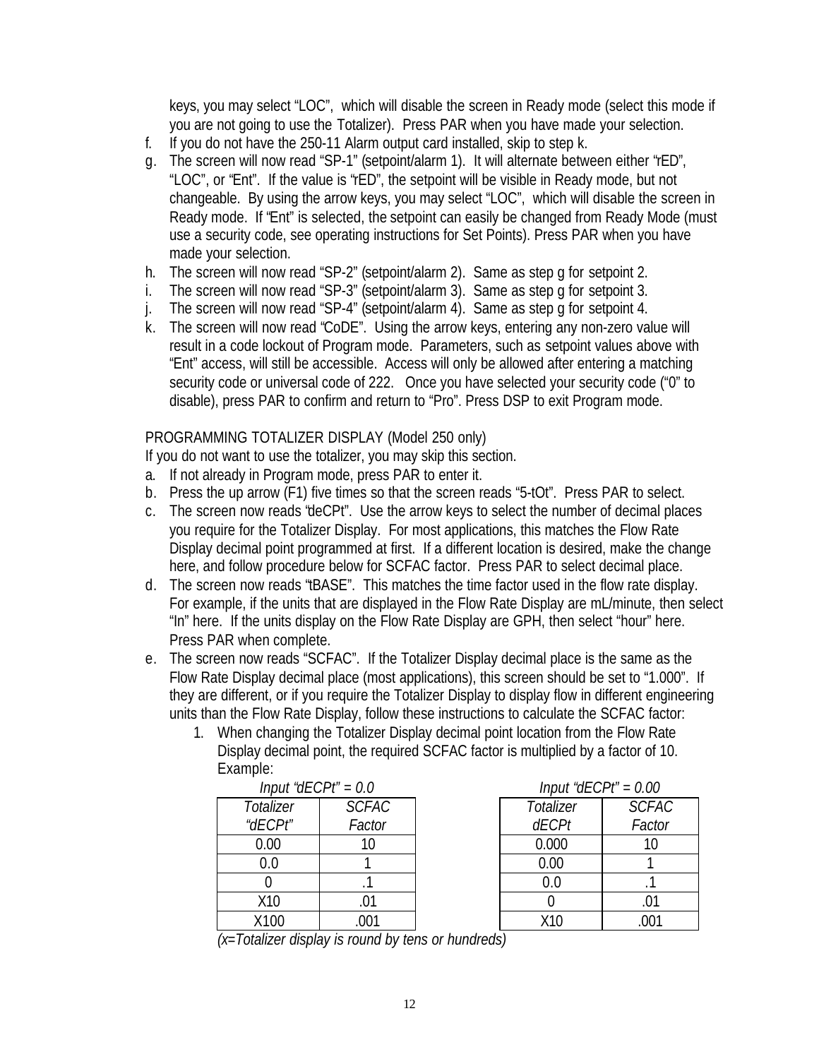keys, you may select "LOC", which will disable the screen in Ready mode (select this mode if you are not going to use the Totalizer). Press PAR when you have made your selection.

f. If you do not have the 250-11 Alarm output card installed, skip to step k.
g. The screen will now read "SP-1" (setpoint/alarm 1). It will alternate between either "rED", "LOC", or "Ent". If the value is "rED", the setpoint will be visible in Ready mode, but not changeable. By using the arrow keys, you may select "LOC", which will disable the screen in Ready mode. If "Ent" is selected, the setpoint can easily be changed from Ready Mode (must use a security code, see operating instructions for Set Points). Press PAR when you have made your selection.
h. The screen will now read "SP-2" (setpoint/alarm 2). Same as step g for setpoint 2.
i. The screen will now read "SP-3" (setpoint/alarm 3). Same as step g for setpoint 3.
j. The screen will now read "SP-4" (setpoint/alarm 4). Same as step g for setpoint 4.
k. The screen will now read "CoDE". Using the arrow keys, entering any non-zero value will result in a code lockout of Program mode. Parameters, such as setpoint values above with "Ent" access, will still be accessible. Access will only be allowed after entering a matching security code or universal code of 222. Once you have selected your security code ("0" to disable), press PAR to confirm and return to "Pro". Press DSP to exit Program mode.

PROGRAMMING TOTALIZER DISPLAY (Model 250 only)

If you do not want to use the totalizer, you may skip this section.

a. If not already in Program mode, press PAR to enter it.
b. Press the up arrow (F1) five times so that the screen reads "5-tOt". Press PAR to select.
c. The screen now reads "deCPt". Use the arrow keys to select the number of decimal places you require for the Totalizer Display. For most applications, this matches the Flow Rate Display decimal point programmed at first. If a different location is desired, make the change here, and follow procedure below for SCFAC factor. Press PAR to select decimal place.
d. The screen now reads "tBASE". This matches the time factor used in the flow rate display. For example, if the units that are displayed in the Flow Rate Display are mL/minute, then select "In" here. If the units display on the Flow Rate Display are GPH, then select "hour" here. Press PAR when complete.
e. The screen now reads "SCFAC". If the Totalizer Display decimal place is the same as the Flow Rate Display decimal place (most applications), this screen should be set to "1.000". If they are different, or if you require the Totalizer Display to display flow in different engineering units than the Flow Rate Display, follow these instructions to calculate the SCFAC factor:
    1. When changing the Totalizer Display decimal point location from the Flow Rate Display decimal point, the required SCFAC factor is multiplied by a factor of 10. Example:

*Input "dECPt" = 0.0*

| *Totalizer "dECPt"* | *SCFAC Factor* |
|---|---|
| 0.00 | 10 |
| 0.0 | 1 |
| 0 | .1 |
| X10 | .01 |
| X100 | .001 |

*Input "dECPt" = 0.00*

| *Totalizer dECPt* | *SCFAC Factor* |
|---|---|
| 0.000 | 10 |
| 0.00 | 1 |
| 0.0 | .1 |
| 0 | .01 |
| X10 | .001 |

*(x=Totalizer display is round by tens or hundreds)*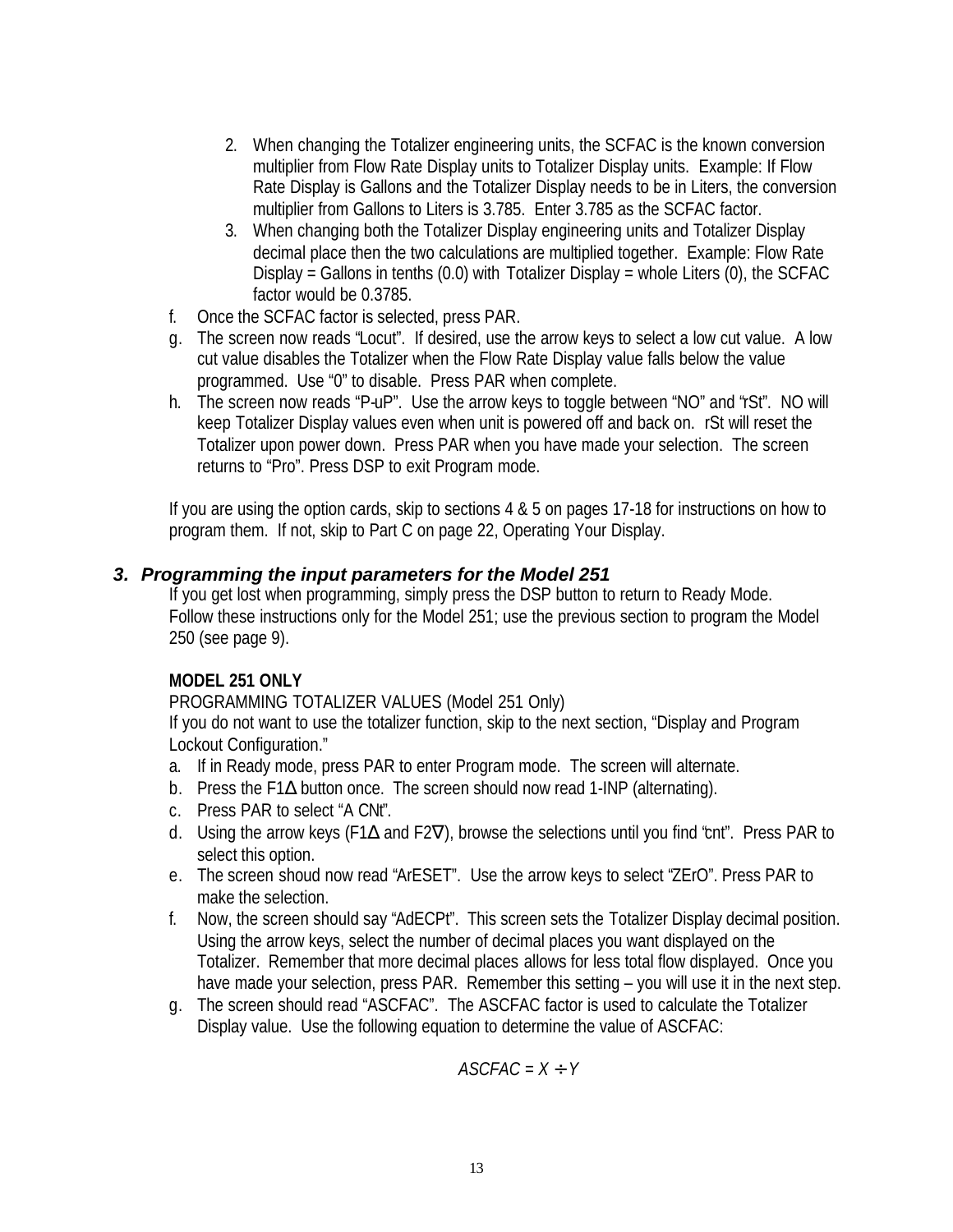2. When changing the Totalizer engineering units, the SCFAC is the known conversion multiplier from Flow Rate Display units to Totalizer Display units. Example: If Flow Rate Display is Gallons and the Totalizer Display needs to be in Liters, the conversion multiplier from Gallons to Liters is 3.785. Enter 3.785 as the SCFAC factor.
3. When changing both the Totalizer Display engineering units and Totalizer Display decimal place then the two calculations are multiplied together. Example: Flow Rate Display = Gallons in tenths (0.0) with Totalizer Display = whole Liters (0), the SCFAC factor would be 0.3785.

f. Once the SCFAC factor is selected, press PAR.

g. The screen now reads "Locut". If desired, use the arrow keys to select a low cut value. A low cut value disables the Totalizer when the Flow Rate Display value falls below the value programmed. Use "0" to disable. Press PAR when complete.

h. The screen now reads "P-uP". Use the arrow keys to toggle between "NO" and "rSt". NO will keep Totalizer Display values even when unit is powered off and back on. rSt will reset the Totalizer upon power down. Press PAR when you have made your selection. The screen returns to "Pro". Press DSP to exit Program mode.

If you are using the option cards, skip to sections 4 & 5 on pages 17-18 for instructions on how to program them. If not, skip to Part C on page 22, Operating Your Display.

### *3. Programming the input parameters for the Model 251*

If you get lost when programming, simply press the DSP button to return to Ready Mode. Follow these instructions only for the Model 251; use the previous section to program the Model 250 (see page 9).

**MODEL 251 ONLY**

PROGRAMMING TOTALIZER VALUES (Model 251 Only)

If you do not want to use the totalizer function, skip to the next section, "Display and Program Lockout Configuration."

a. If in Ready mode, press PAR to enter Program mode. The screen will alternate.

b. Press the F1Δ button once. The screen should now read 1-INP (alternating).

c. Press PAR to select "A CNt".

d. Using the arrow keys (F1Δ and F2∇), browse the selections until you find "cnt". Press PAR to select this option.

e. The screen shoud now read "ArESET". Use the arrow keys to select "ZErO". Press PAR to make the selection.

f. Now, the screen should say "AdECPt". This screen sets the Totalizer Display decimal position. Using the arrow keys, select the number of decimal places you want displayed on the Totalizer. Remember that more decimal places allows for less total flow displayed. Once you have made your selection, press PAR. Remember this setting – you will use it in the next step.

g. The screen should read "ASCFAC". The ASCFAC factor is used to calculate the Totalizer Display value. Use the following equation to determine the value of ASCFAC:

$$ASCFAC = X \div Y$$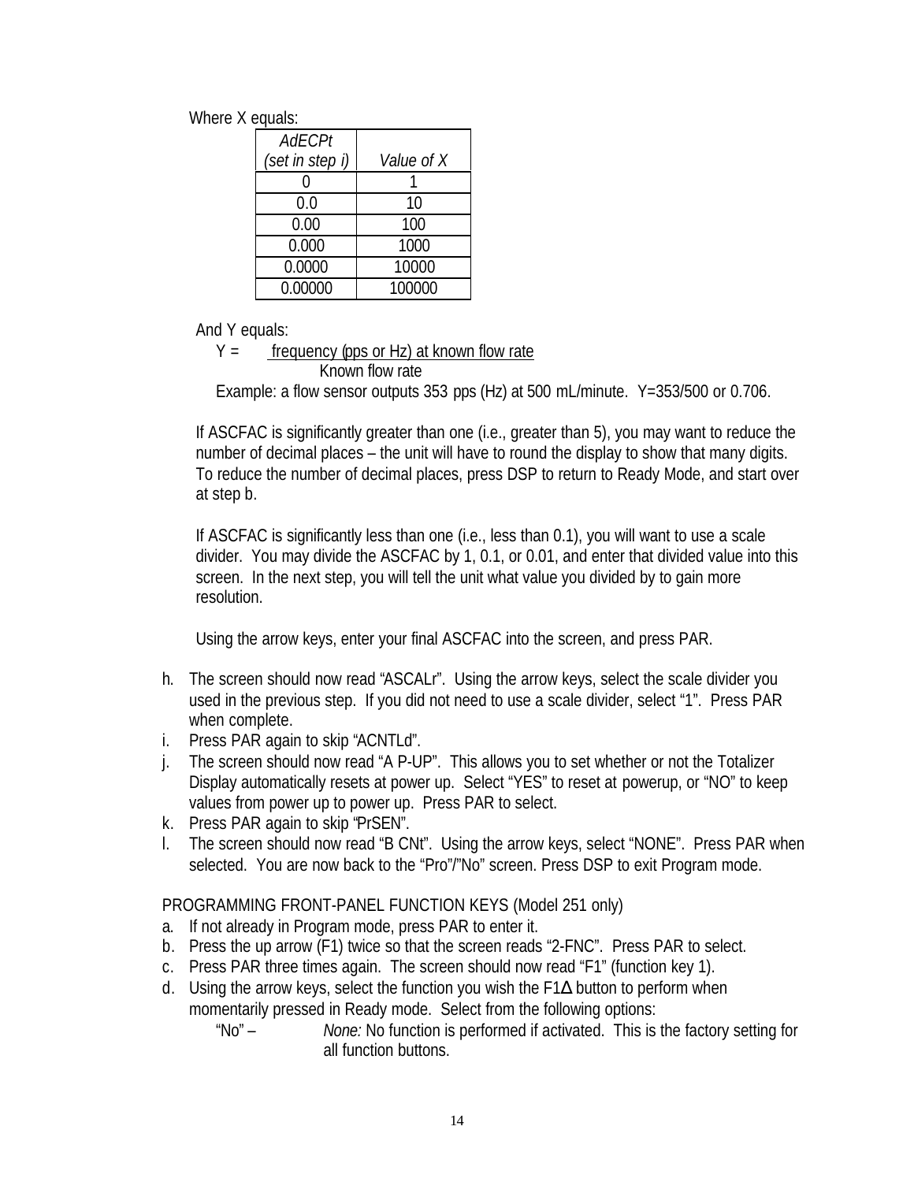Where X equals:

| *AdECPt (set in step i)* | *Value of X* |
|---|---|
| 0 | 1 |
| 0.0 | 10 |
| 0.00 | 100 |
| 0.000 | 1000 |
| 0.0000 | 10000 |
| 0.00000 | 100000 |

And Y equals:

$$Y = \frac{\text{frequency (pps or Hz) at known flow rate}}{\text{Known flow rate}}$$

Example: a flow sensor outputs 353 pps (Hz) at 500 mL/minute. Y=353/500 or 0.706.

If ASCFAC is significantly greater than one (i.e., greater than 5), you may want to reduce the number of decimal places – the unit will have to round the display to show that many digits. To reduce the number of decimal places, press DSP to return to Ready Mode, and start over at step b.

If ASCFAC is significantly less than one (i.e., less than 0.1), you will want to use a scale divider. You may divide the ASCFAC by 1, 0.1, or 0.01, and enter that divided value into this screen. In the next step, you will tell the unit what value you divided by to gain more resolution.

Using the arrow keys, enter your final ASCFAC into the screen, and press PAR.

h. The screen should now read "ASCALr". Using the arrow keys, select the scale divider you used in the previous step. If you did not need to use a scale divider, select "1". Press PAR when complete.
i. Press PAR again to skip "ACNTLd".
j. The screen should now read "A P-UP". This allows you to set whether or not the Totalizer Display automatically resets at power up. Select "YES" to reset at powerup, or "NO" to keep values from power up to power up. Press PAR to select.
k. Press PAR again to skip "PrSEN".
l. The screen should now read "B CNt". Using the arrow keys, select "NONE". Press PAR when selected. You are now back to the "Pro"/"No" screen. Press DSP to exit Program mode.

PROGRAMMING FRONT-PANEL FUNCTION KEYS (Model 251 only)

a. If not already in Program mode, press PAR to enter it.
b. Press the up arrow (F1) twice so that the screen reads "2-FNC". Press PAR to select.
c. Press PAR three times again. The screen should now read "F1" (function key 1).
d. Using the arrow keys, select the function you wish the F1Δ button to perform when momentarily pressed in Ready mode. Select from the following options:

   "No" – *None:* No function is performed if activated. This is the factory setting for all function buttons.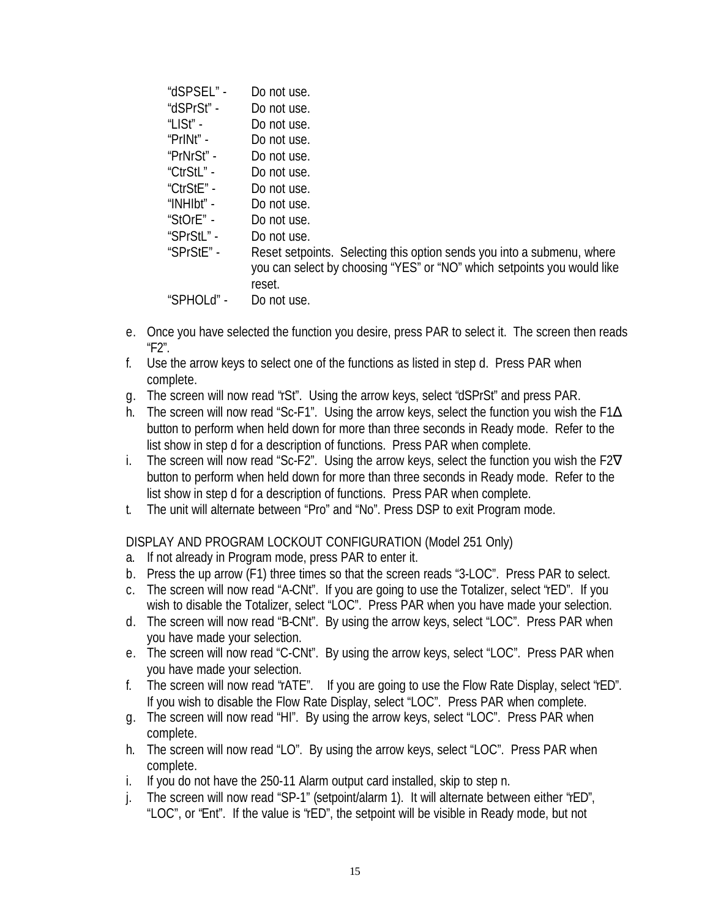“dSPSEL” - Do not use.
“dSPrSt” - Do not use.
“LISt” - Do not use.
“PrINt” - Do not use.
“PrNrSt” - Do not use.
“CtrStL” - Do not use.
“CtrStE” - Do not use.
“INHIbt” - Do not use.
“StOrE” - Do not use.
“SPrStL” - Do not use.
“SPrStE” - Reset setpoints. Selecting this option sends you into a submenu, where you can select by choosing “YES” or “NO” which setpoints you would like reset.
“SPHOLd” - Do not use.

e. Once you have selected the function you desire, press PAR to select it. The screen then reads “F2”.
f. Use the arrow keys to select one of the functions as listed in step d. Press PAR when complete.
g. The screen will now read “rSt”. Using the arrow keys, select “dSPrSt” and press PAR.
h. The screen will now read “Sc-F1”. Using the arrow keys, select the function you wish the F1∆ button to perform when held down for more than three seconds in Ready mode. Refer to the list show in step d for a description of functions. Press PAR when complete.
i. The screen will now read “Sc-F2”. Using the arrow keys, select the function you wish the F2∇ button to perform when held down for more than three seconds in Ready mode. Refer to the list show in step d for a description of functions. Press PAR when complete.
t. The unit will alternate between “Pro” and “No”. Press DSP to exit Program mode.

DISPLAY AND PROGRAM LOCKOUT CONFIGURATION (Model 251 Only)

a. If not already in Program mode, press PAR to enter it.
b. Press the up arrow (F1) three times so that the screen reads “3-LOC”. Press PAR to select.
c. The screen will now read “A-CNt”. If you are going to use the Totalizer, select “rED”. If you wish to disable the Totalizer, select “LOC”. Press PAR when you have made your selection.
d. The screen will now read “B-CNt”. By using the arrow keys, select “LOC”. Press PAR when you have made your selection.
e. The screen will now read “C-CNt”. By using the arrow keys, select “LOC”. Press PAR when you have made your selection.
f. The screen will now read “rATE”. If you are going to use the Flow Rate Display, select “rED”. If you wish to disable the Flow Rate Display, select “LOC”. Press PAR when complete.
g. The screen will now read “HI”. By using the arrow keys, select “LOC”. Press PAR when complete.
h. The screen will now read “LO”. By using the arrow keys, select “LOC”. Press PAR when complete.
i. If you do not have the 250-11 Alarm output card installed, skip to step n.
j. The screen will now read “SP-1” (setpoint/alarm 1). It will alternate between either “rED”, “LOC”, or “Ent”. If the value is “rED”, the setpoint will be visible in Ready mode, but not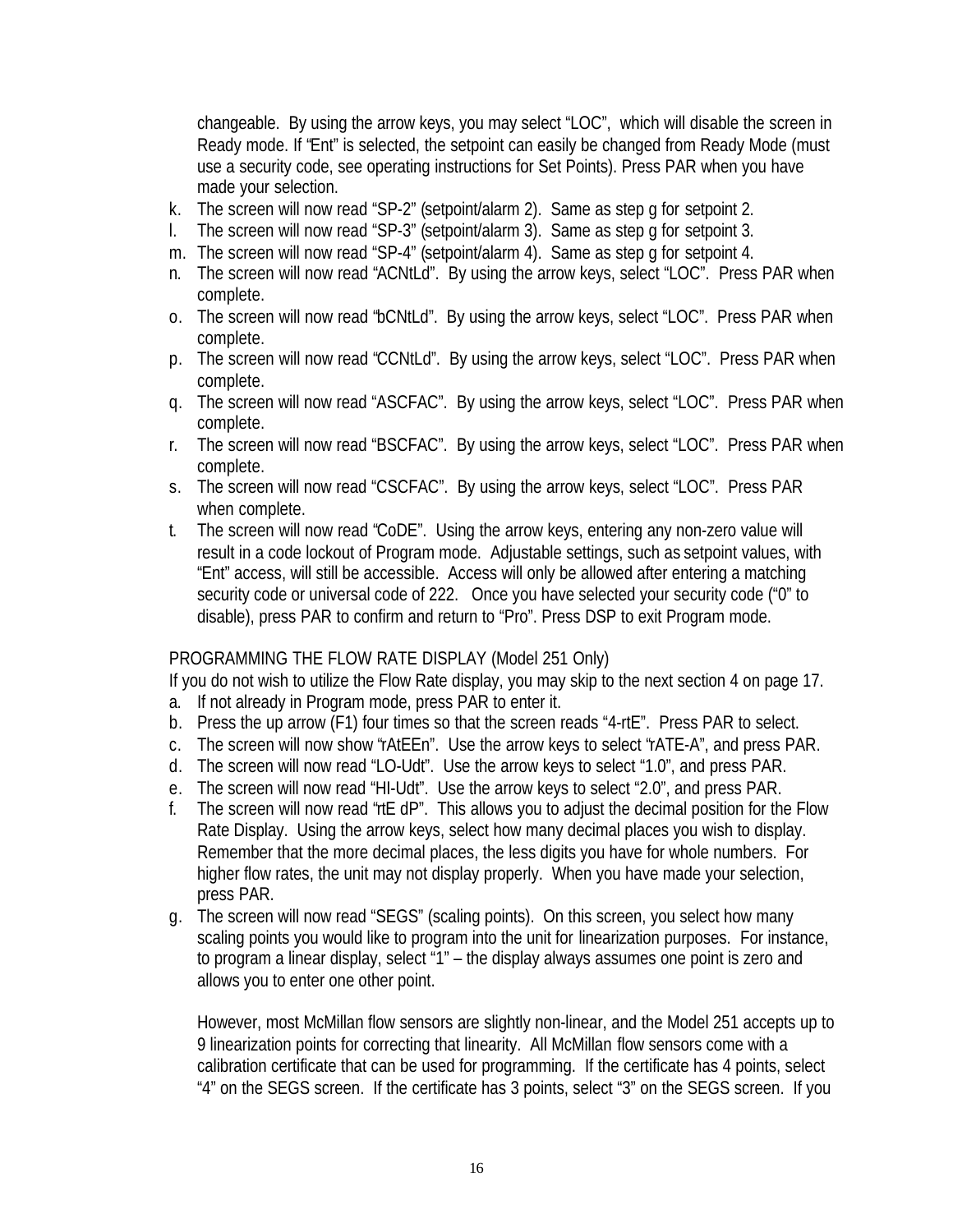changeable. By using the arrow keys, you may select "LOC", which will disable the screen in Ready mode. If "Ent" is selected, the setpoint can easily be changed from Ready Mode (must use a security code, see operating instructions for Set Points). Press PAR when you have made your selection.

k. The screen will now read "SP-2" (setpoint/alarm 2). Same as step g for setpoint 2.
l. The screen will now read "SP-3" (setpoint/alarm 3). Same as step g for setpoint 3.
m. The screen will now read "SP-4" (setpoint/alarm 4). Same as step g for setpoint 4.
n. The screen will now read "ACNtLd". By using the arrow keys, select "LOC". Press PAR when complete.
o. The screen will now read "bCNtLd". By using the arrow keys, select "LOC". Press PAR when complete.
p. The screen will now read "CCNtLd". By using the arrow keys, select "LOC". Press PAR when complete.
q. The screen will now read "ASCFAC". By using the arrow keys, select "LOC". Press PAR when complete.
r. The screen will now read "BSCFAC". By using the arrow keys, select "LOC". Press PAR when complete.
s. The screen will now read "CSCFAC". By using the arrow keys, select "LOC". Press PAR when complete.
t. The screen will now read "CoDE". Using the arrow keys, entering any non-zero value will result in a code lockout of Program mode. Adjustable settings, such as setpoint values, with "Ent" access, will still be accessible. Access will only be allowed after entering a matching security code or universal code of 222. Once you have selected your security code ("0" to disable), press PAR to confirm and return to "Pro". Press DSP to exit Program mode.

PROGRAMMING THE FLOW RATE DISPLAY (Model 251 Only)

If you do not wish to utilize the Flow Rate display, you may skip to the next section 4 on page 17.

a. If not already in Program mode, press PAR to enter it.
b. Press the up arrow (F1) four times so that the screen reads "4-rtE". Press PAR to select.
c. The screen will now show "rAtEEn". Use the arrow keys to select "rATE-A", and press PAR.
d. The screen will now read "LO-Udt". Use the arrow keys to select "1.0", and press PAR.
e. The screen will now read "HI-Udt". Use the arrow keys to select "2.0", and press PAR.
f. The screen will now read "rtE dP". This allows you to adjust the decimal position for the Flow Rate Display. Using the arrow keys, select how many decimal places you wish to display. Remember that the more decimal places, the less digits you have for whole numbers. For higher flow rates, the unit may not display properly. When you have made your selection, press PAR.
g. The screen will now read "SEGS" (scaling points). On this screen, you select how many scaling points you would like to program into the unit for linearization purposes. For instance, to program a linear display, select "1" – the display always assumes one point is zero and allows you to enter one other point.

   However, most McMillan flow sensors are slightly non-linear, and the Model 251 accepts up to 9 linearization points for correcting that linearity. All McMillan flow sensors come with a calibration certificate that can be used for programming. If the certificate has 4 points, select "4" on the SEGS screen. If the certificate has 3 points, select "3" on the SEGS screen. If you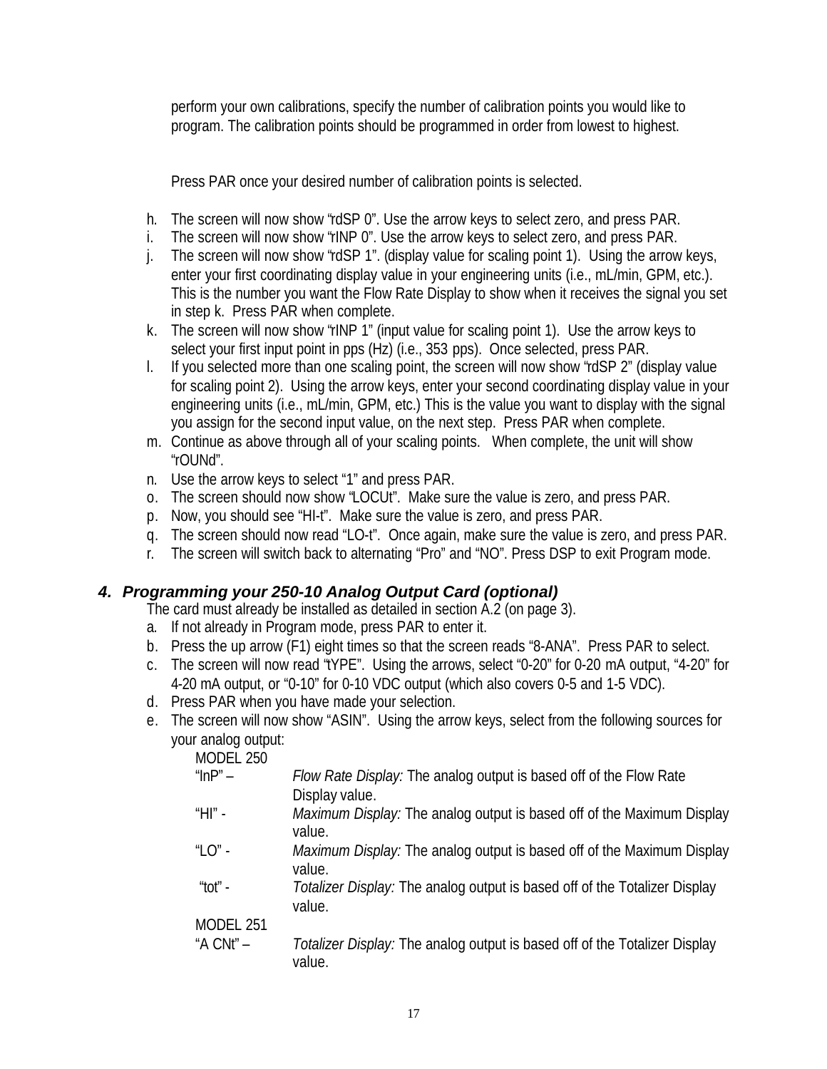perform your own calibrations, specify the number of calibration points you would like to program. The calibration points should be programmed in order from lowest to highest.

Press PAR once your desired number of calibration points is selected.

h. The screen will now show "rdSP 0". Use the arrow keys to select zero, and press PAR.
i. The screen will now show "rINP 0". Use the arrow keys to select zero, and press PAR.
j. The screen will now show "rdSP 1". (display value for scaling point 1). Using the arrow keys, enter your first coordinating display value in your engineering units (i.e., mL/min, GPM, etc.). This is the number you want the Flow Rate Display to show when it receives the signal you set in step k. Press PAR when complete.
k. The screen will now show "rINP 1" (input value for scaling point 1). Use the arrow keys to select your first input point in pps (Hz) (i.e., 353 pps). Once selected, press PAR.
l. If you selected more than one scaling point, the screen will now show "rdSP 2" (display value for scaling point 2). Using the arrow keys, enter your second coordinating display value in your engineering units (i.e., mL/min, GPM, etc.) This is the value you want to display with the signal you assign for the second input value, on the next step. Press PAR when complete.
m. Continue as above through all of your scaling points. When complete, the unit will show "rOUNd".
n. Use the arrow keys to select "1" and press PAR.
o. The screen should now show "LOCUt". Make sure the value is zero, and press PAR.
p. Now, you should see "HI-t". Make sure the value is zero, and press PAR.
q. The screen should now read "LO-t". Once again, make sure the value is zero, and press PAR.
r. The screen will switch back to alternating "Pro" and "NO". Press DSP to exit Program mode.

## *4. Programming your 250-10 Analog Output Card (optional)*

The card must already be installed as detailed in section A.2 (on page 3).

a. If not already in Program mode, press PAR to enter it.
b. Press the up arrow (F1) eight times so that the screen reads "8-ANA". Press PAR to select.
c. The screen will now read "tYPE". Using the arrows, select "0-20" for 0-20 mA output, "4-20" for 4-20 mA output, or "0-10" for 0-10 VDC output (which also covers 0-5 and 1-5 VDC).
d. Press PAR when you have made your selection.
e. The screen will now show "ASIN". Using the arrow keys, select from the following sources for your analog output:

MODEL 250

"InP" – *Flow Rate Display:* The analog output is based off of the Flow Rate Display value.

"HI" - *Maximum Display:* The analog output is based off of the Maximum Display value.

"LO" - *Maximum Display:* The analog output is based off of the Maximum Display value.

"tot" - *Totalizer Display:* The analog output is based off of the Totalizer Display value.

MODEL 251

"A CNt" – *Totalizer Display:* The analog output is based off of the Totalizer Display value.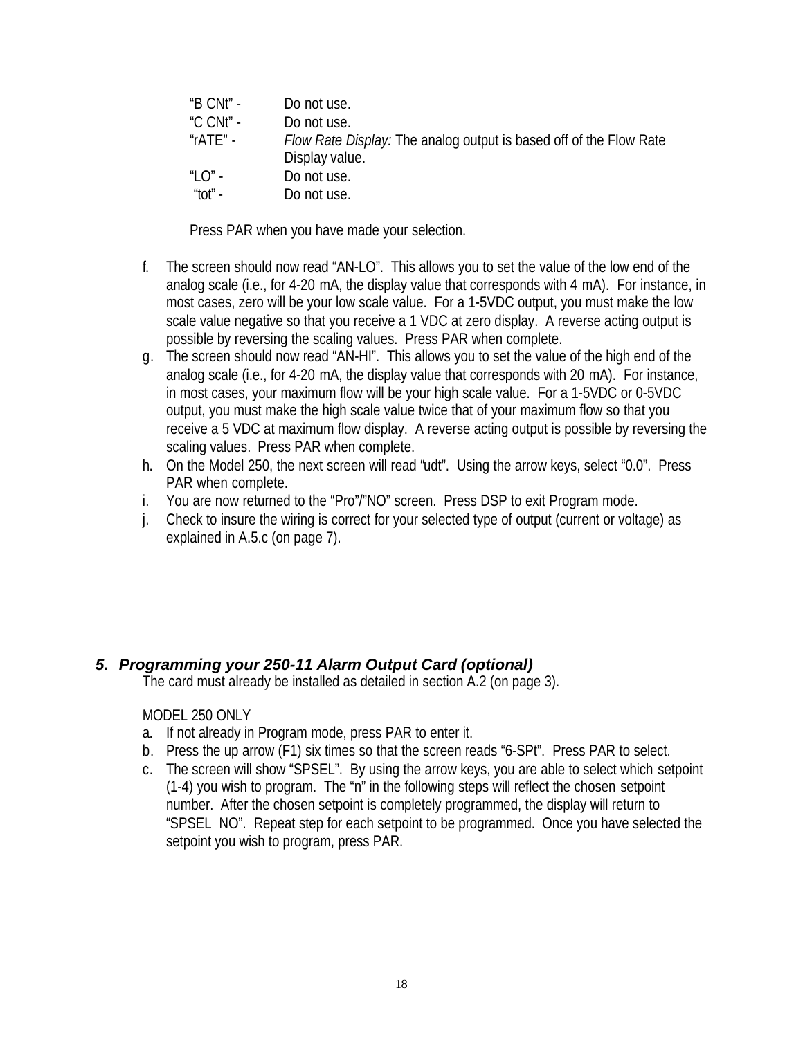“B CNt” - Do not use.
“C CNt” - Do not use.
“rATE” - *Flow Rate Display:* The analog output is based off of the Flow Rate Display value.
“LO” - Do not use.
“tot” - Do not use.

Press PAR when you have made your selection.

f. The screen should now read “AN-LO”. This allows you to set the value of the low end of the analog scale (i.e., for 4-20 mA, the display value that corresponds with 4 mA). For instance, in most cases, zero will be your low scale value. For a 1-5VDC output, you must make the low scale value negative so that you receive a 1 VDC at zero display. A reverse acting output is possible by reversing the scaling values. Press PAR when complete.
g. The screen should now read “AN-HI”. This allows you to set the value of the high end of the analog scale (i.e., for 4-20 mA, the display value that corresponds with 20 mA). For instance, in most cases, your maximum flow will be your high scale value. For a 1-5VDC or 0-5VDC output, you must make the high scale value twice that of your maximum flow so that you receive a 5 VDC at maximum flow display. A reverse acting output is possible by reversing the scaling values. Press PAR when complete.
h. On the Model 250, the next screen will read “udt”. Using the arrow keys, select “0.0”. Press PAR when complete.
i. You are now returned to the “Pro”/”NO” screen. Press DSP to exit Program mode.
j. Check to insure the wiring is correct for your selected type of output (current or voltage) as explained in A.5.c (on page 7).

## 5. *Programming your 250-11 Alarm Output Card (optional)*

The card must already be installed as detailed in section A.2 (on page 3).

MODEL 250 ONLY

a. If not already in Program mode, press PAR to enter it.
b. Press the up arrow (F1) six times so that the screen reads “6-SPt”. Press PAR to select.
c. The screen will show “SPSEL”. By using the arrow keys, you are able to select which setpoint (1-4) you wish to program. The “n” in the following steps will reflect the chosen setpoint number. After the chosen setpoint is completely programmed, the display will return to “SPSEL NO”. Repeat step for each setpoint to be programmed. Once you have selected the setpoint you wish to program, press PAR.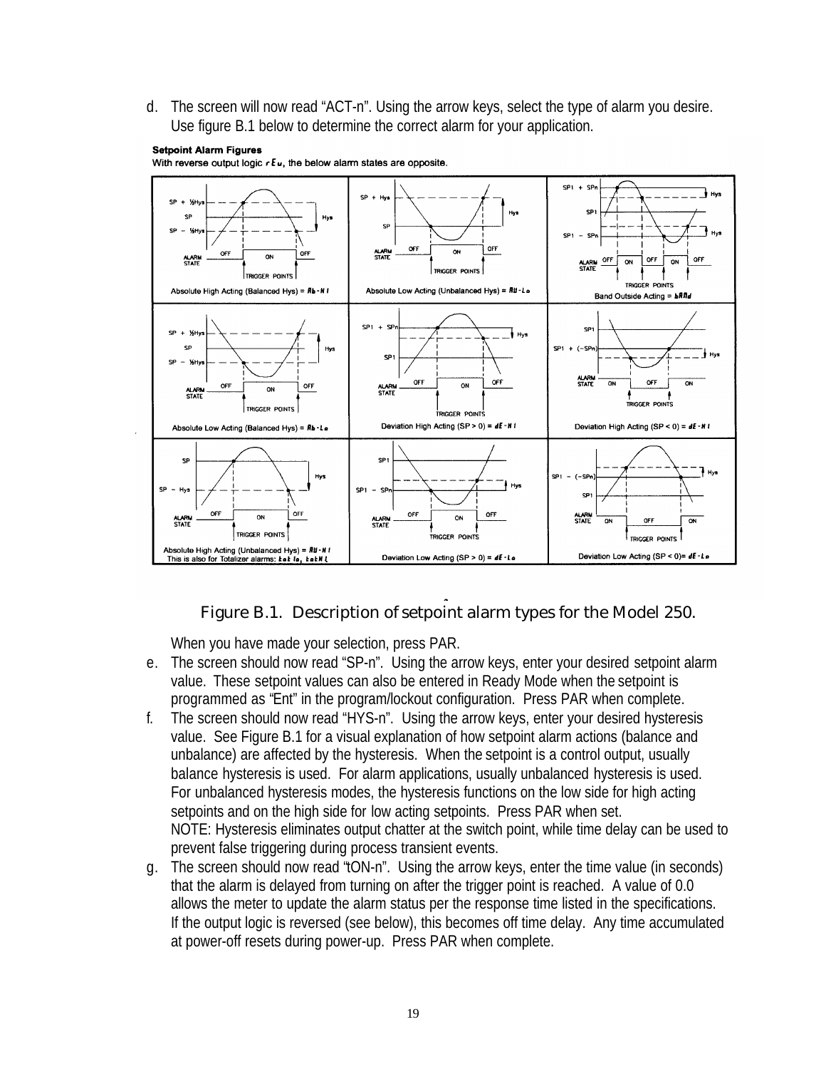d. The screen will now read “ACT-n”. Using the arrow keys, select the type of alarm you desire. Use figure B.1 below to determine the correct alarm for your application.

**Setpoint Alarm Figures**

With reverse output logic rEv, the below alarm states are opposite.

| Absolute High Acting (Balanced Hys) = Ab-HI | Absolute Low Acting (Unbalanced Hys) = AU-Lo | Band Outside Acting = bAnd |
| --- | --- | --- |
| Absolute Low Acting (Balanced Hys) = Ab-Lo | Deviation High Acting (SP > 0) = dE-HI | Deviation High Acting (SP < 0) = dE-HI |
| Absolute High Acting (Unbalanced Hys) = AU-HI<br>This is also for Totalizer alarms: tot lo, tot HI | Deviation Low Acting (SP > 0) = dE-Lo | Deviation Low Acting (SP < 0)= dE-Lo |

Figure B.1. Description of setpoint alarm types for the Model 250.

When you have made your selection, press PAR.

e. The screen should now read “SP-n”. Using the arrow keys, enter your desired setpoint alarm value. These setpoint values can also be entered in Ready Mode when the setpoint is programmed as “Ent” in the program/lockout configuration. Press PAR when complete.

f. The screen should now read “HYS-n”. Using the arrow keys, enter your desired hysteresis value. See Figure B.1 for a visual explanation of how setpoint alarm actions (balance and unbalance) are affected by the hysteresis. When the setpoint is a control output, usually balance hysteresis is used. For alarm applications, usually unbalanced hysteresis is used. For unbalanced hysteresis modes, the hysteresis functions on the low side for high acting setpoints and on the high side for low acting setpoints. Press PAR when set.
NOTE: Hysteresis eliminates output chatter at the switch point, while time delay can be used to prevent false triggering during process transient events.

g. The screen should now read “tON-n”. Using the arrow keys, enter the time value (in seconds) that the alarm is delayed from turning on after the trigger point is reached. A value of 0.0 allows the meter to update the alarm status per the response time listed in the specifications. If the output logic is reversed (see below), this becomes off time delay. Any time accumulated at power-off resets during power-up. Press PAR when complete.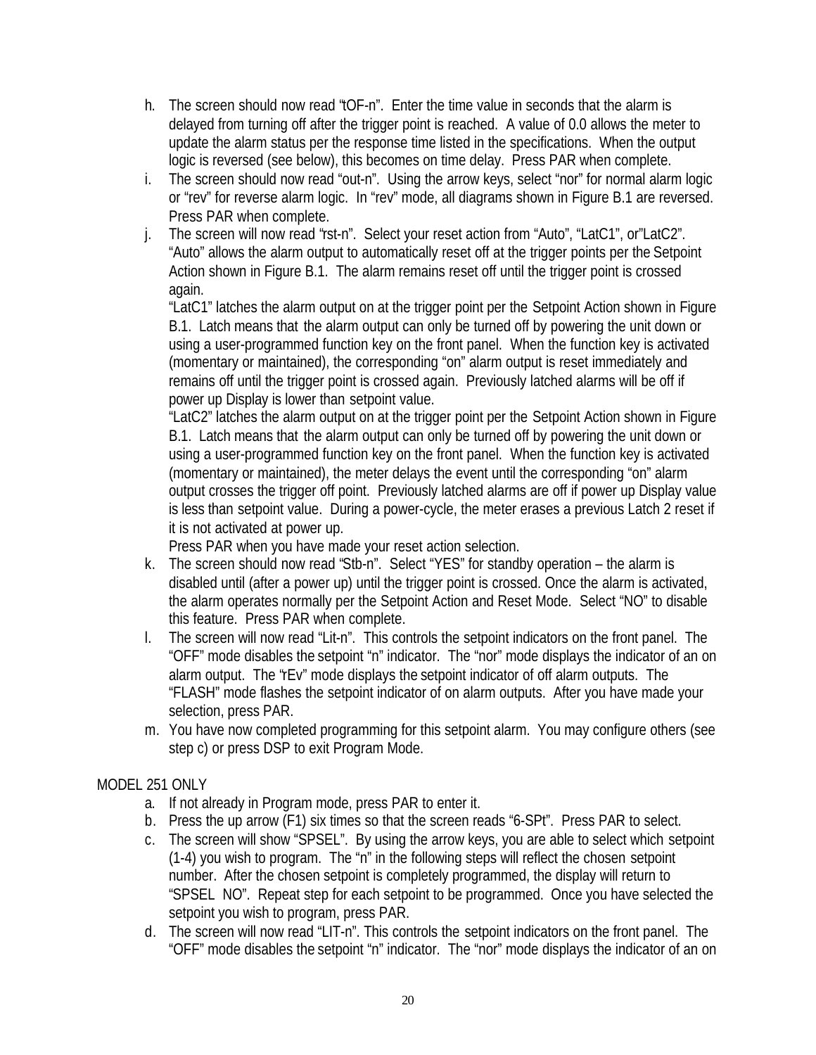h. The screen should now read "tOF-n". Enter the time value in seconds that the alarm is delayed from turning off after the trigger point is reached. A value of 0.0 allows the meter to update the alarm status per the response time listed in the specifications. When the output logic is reversed (see below), this becomes on time delay. Press PAR when complete.
i. The screen should now read "out-n". Using the arrow keys, select "nor" for normal alarm logic or "rev" for reverse alarm logic. In "rev" mode, all diagrams shown in Figure B.1 are reversed. Press PAR when complete.
j. The screen will now read "rst-n". Select your reset action from "Auto", "LatC1", or"LatC2". "Auto" allows the alarm output to automatically reset off at the trigger points per the Setpoint Action shown in Figure B.1. The alarm remains reset off until the trigger point is crossed again.
   "LatC1" latches the alarm output on at the trigger point per the Setpoint Action shown in Figure B.1. Latch means that the alarm output can only be turned off by powering the unit down or using a user-programmed function key on the front panel. When the function key is activated (momentary or maintained), the corresponding "on" alarm output is reset immediately and remains off until the trigger point is crossed again. Previously latched alarms will be off if power up Display is lower than setpoint value.
   "LatC2" latches the alarm output on at the trigger point per the Setpoint Action shown in Figure B.1. Latch means that the alarm output can only be turned off by powering the unit down or using a user-programmed function key on the front panel. When the function key is activated (momentary or maintained), the meter delays the event until the corresponding "on" alarm output crosses the trigger off point. Previously latched alarms are off if power up Display value is less than setpoint value. During a power-cycle, the meter erases a previous Latch 2 reset if it is not activated at power up.
   Press PAR when you have made your reset action selection.
k. The screen should now read "Stb-n". Select "YES" for standby operation – the alarm is disabled until (after a power up) until the trigger point is crossed. Once the alarm is activated, the alarm operates normally per the Setpoint Action and Reset Mode. Select "NO" to disable this feature. Press PAR when complete.
l. The screen will now read "Lit-n". This controls the setpoint indicators on the front panel. The "OFF" mode disables the setpoint "n" indicator. The "nor" mode displays the indicator of an on alarm output. The "rEv" mode displays the setpoint indicator of off alarm outputs. The "FLASH" mode flashes the setpoint indicator of on alarm outputs. After you have made your selection, press PAR.
m. You have now completed programming for this setpoint alarm. You may configure others (see step c) or press DSP to exit Program Mode.

MODEL 251 ONLY

a. If not already in Program mode, press PAR to enter it.
b. Press the up arrow (F1) six times so that the screen reads "6-SPt". Press PAR to select.
c. The screen will show "SPSEL". By using the arrow keys, you are able to select which setpoint (1-4) you wish to program. The "n" in the following steps will reflect the chosen setpoint number. After the chosen setpoint is completely programmed, the display will return to "SPSEL NO". Repeat step for each setpoint to be programmed. Once you have selected the setpoint you wish to program, press PAR.
d. The screen will now read "LIT-n". This controls the setpoint indicators on the front panel. The "OFF" mode disables the setpoint "n" indicator. The "nor" mode displays the indicator of an on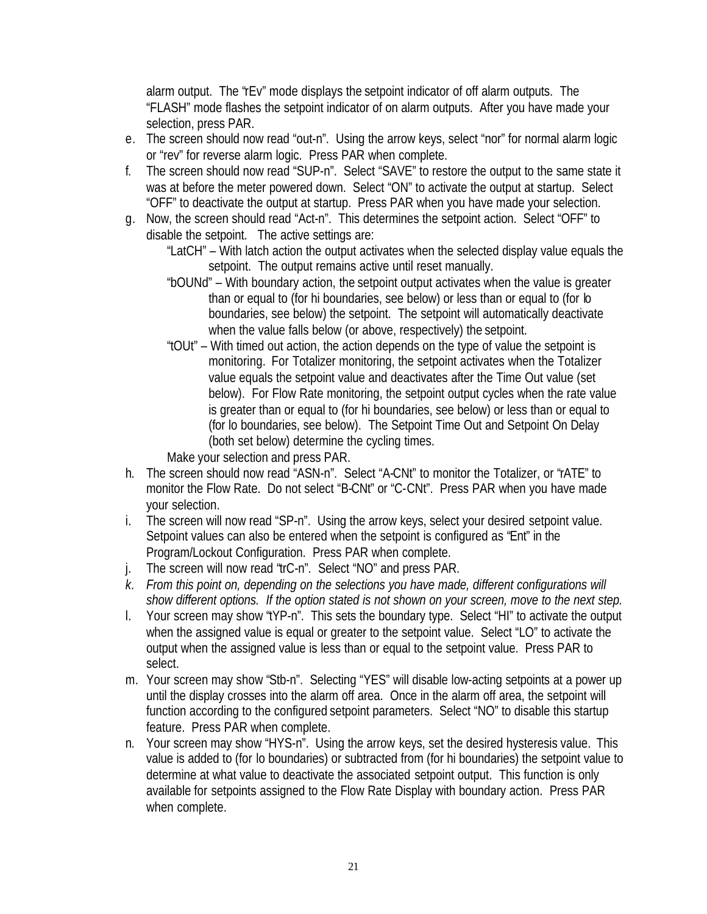alarm output. The "rEv" mode displays the setpoint indicator of off alarm outputs. The "FLASH" mode flashes the setpoint indicator of on alarm outputs. After you have made your selection, press PAR.

e. The screen should now read "out-n". Using the arrow keys, select "nor" for normal alarm logic or "rev" for reverse alarm logic. Press PAR when complete.
f. The screen should now read "SUP-n". Select "SAVE" to restore the output to the same state it was at before the meter powered down. Select "ON" to activate the output at startup. Select "OFF" to deactivate the output at startup. Press PAR when you have made your selection.
g. Now, the screen should read "Act-n". This determines the setpoint action. Select "OFF" to disable the setpoint. The active settings are:

   "LatCH" – With latch action the output activates when the selected display value equals the setpoint. The output remains active until reset manually.

   "bOUNd" – With boundary action, the setpoint output activates when the value is greater than or equal to (for hi boundaries, see below) or less than or equal to (for lo boundaries, see below) the setpoint. The setpoint will automatically deactivate when the value falls below (or above, respectively) the setpoint.

   "tOUt" – With timed out action, the action depends on the type of value the setpoint is monitoring. For Totalizer monitoring, the setpoint activates when the Totalizer value equals the setpoint value and deactivates after the Time Out value (set below). For Flow Rate monitoring, the setpoint output cycles when the rate value is greater than or equal to (for hi boundaries, see below) or less than or equal to (for lo boundaries, see below). The Setpoint Time Out and Setpoint On Delay (both set below) determine the cycling times.

   Make your selection and press PAR.
h. The screen should now read "ASN-n". Select "A-CNt" to monitor the Totalizer, or "rATE" to monitor the Flow Rate. Do not select "B-CNt" or "C-CNt". Press PAR when you have made your selection.
i. The screen will now read "SP-n". Using the arrow keys, select your desired setpoint value. Setpoint values can also be entered when the setpoint is configured as "Ent" in the Program/Lockout Configuration. Press PAR when complete.
j. The screen will now read "trC-n". Select "NO" and press PAR.
k. *From this point on, depending on the selections you have made, different configurations will show different options. If the option stated is not shown on your screen, move to the next step.*
l. Your screen may show "tYP-n". This sets the boundary type. Select "HI" to activate the output when the assigned value is equal or greater to the setpoint value. Select "LO" to activate the output when the assigned value is less than or equal to the setpoint value. Press PAR to select.
m. Your screen may show "Stb-n". Selecting "YES" will disable low-acting setpoints at a power up until the display crosses into the alarm off area. Once in the alarm off area, the setpoint will function according to the configured setpoint parameters. Select "NO" to disable this startup feature. Press PAR when complete.
n. Your screen may show "HYS-n". Using the arrow keys, set the desired hysteresis value. This value is added to (for lo boundaries) or subtracted from (for hi boundaries) the setpoint value to determine at what value to deactivate the associated setpoint output. This function is only available for setpoints assigned to the Flow Rate Display with boundary action. Press PAR when complete.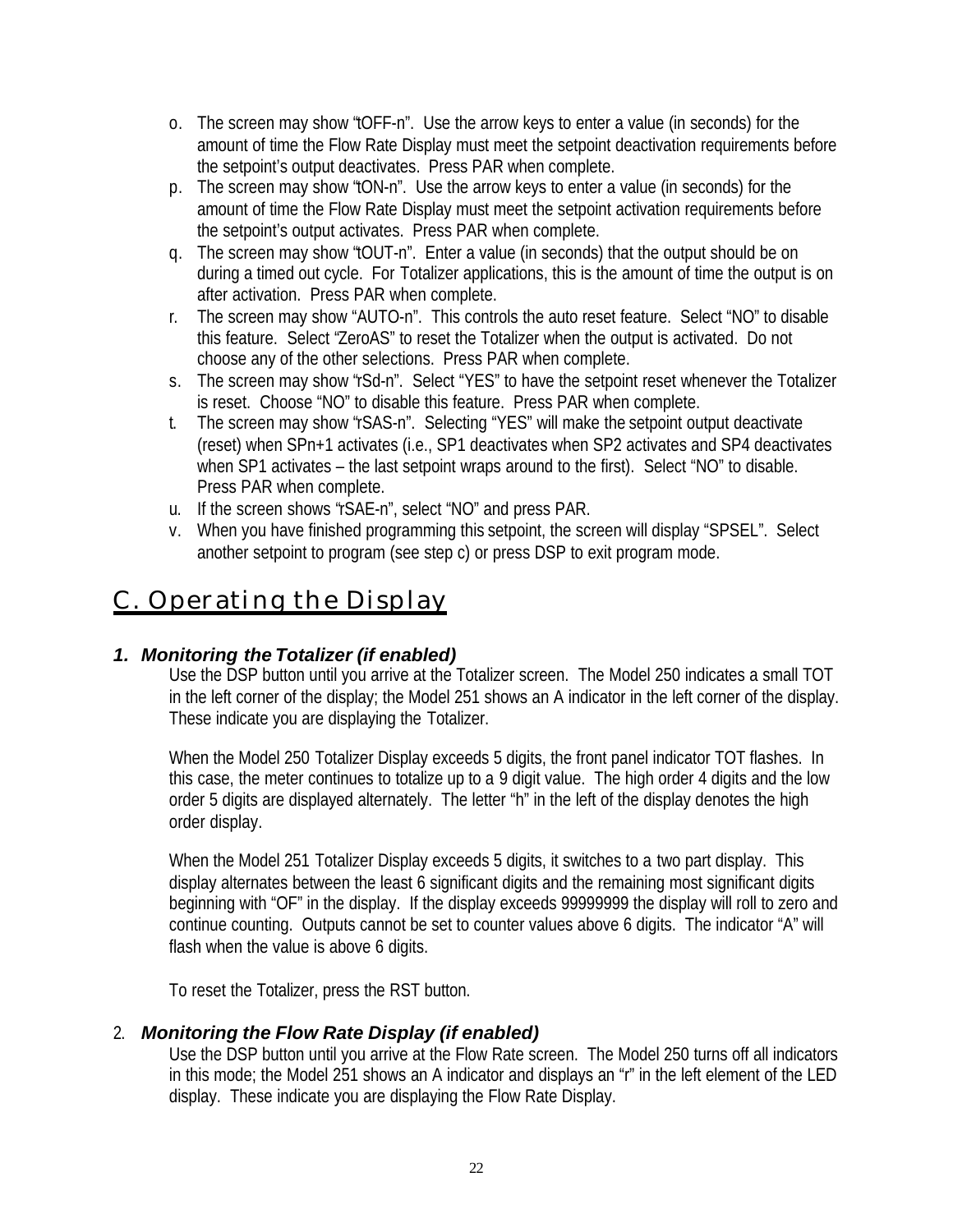o. The screen may show "tOFF-n". Use the arrow keys to enter a value (in seconds) for the amount of time the Flow Rate Display must meet the setpoint deactivation requirements before the setpoint's output deactivates. Press PAR when complete.
p. The screen may show "tON-n". Use the arrow keys to enter a value (in seconds) for the amount of time the Flow Rate Display must meet the setpoint activation requirements before the setpoint's output activates. Press PAR when complete.
q. The screen may show "tOUT-n". Enter a value (in seconds) that the output should be on during a timed out cycle. For Totalizer applications, this is the amount of time the output is on after activation. Press PAR when complete.
r. The screen may show "AUTO-n". This controls the auto reset feature. Select "NO" to disable this feature. Select "ZeroAS" to reset the Totalizer when the output is activated. Do not choose any of the other selections. Press PAR when complete.
s. The screen may show "rSd-n". Select "YES" to have the setpoint reset whenever the Totalizer is reset. Choose "NO" to disable this feature. Press PAR when complete.
t. The screen may show "rSAS-n". Selecting "YES" will make the setpoint output deactivate (reset) when SPn+1 activates (i.e., SP1 deactivates when SP2 activates and SP4 deactivates when SP1 activates – the last setpoint wraps around to the first). Select "NO" to disable. Press PAR when complete.
u. If the screen shows "rSAE-n", select "NO" and press PAR.
v. When you have finished programming this setpoint, the screen will display "SPSEL". Select another setpoint to program (see step c) or press DSP to exit program mode.

# C. Operating the Display

### *1. Monitoring the Totalizer (if enabled)*

Use the DSP button until you arrive at the Totalizer screen. The Model 250 indicates a small TOT in the left corner of the display; the Model 251 shows an A indicator in the left corner of the display. These indicate you are displaying the Totalizer.

When the Model 250 Totalizer Display exceeds 5 digits, the front panel indicator TOT flashes. In this case, the meter continues to totalize up to a 9 digit value. The high order 4 digits and the low order 5 digits are displayed alternately. The letter "h" in the left of the display denotes the high order display.

When the Model 251 Totalizer Display exceeds 5 digits, it switches to a two part display. This display alternates between the least 6 significant digits and the remaining most significant digits beginning with "OF" in the display. If the display exceeds 99999999 the display will roll to zero and continue counting. Outputs cannot be set to counter values above 6 digits. The indicator "A" will flash when the value is above 6 digits.

To reset the Totalizer, press the RST button.

### 2. *Monitoring the Flow Rate Display (if enabled)*

Use the DSP button until you arrive at the Flow Rate screen. The Model 250 turns off all indicators in this mode; the Model 251 shows an A indicator and displays an "r" in the left element of the LED display. These indicate you are displaying the Flow Rate Display.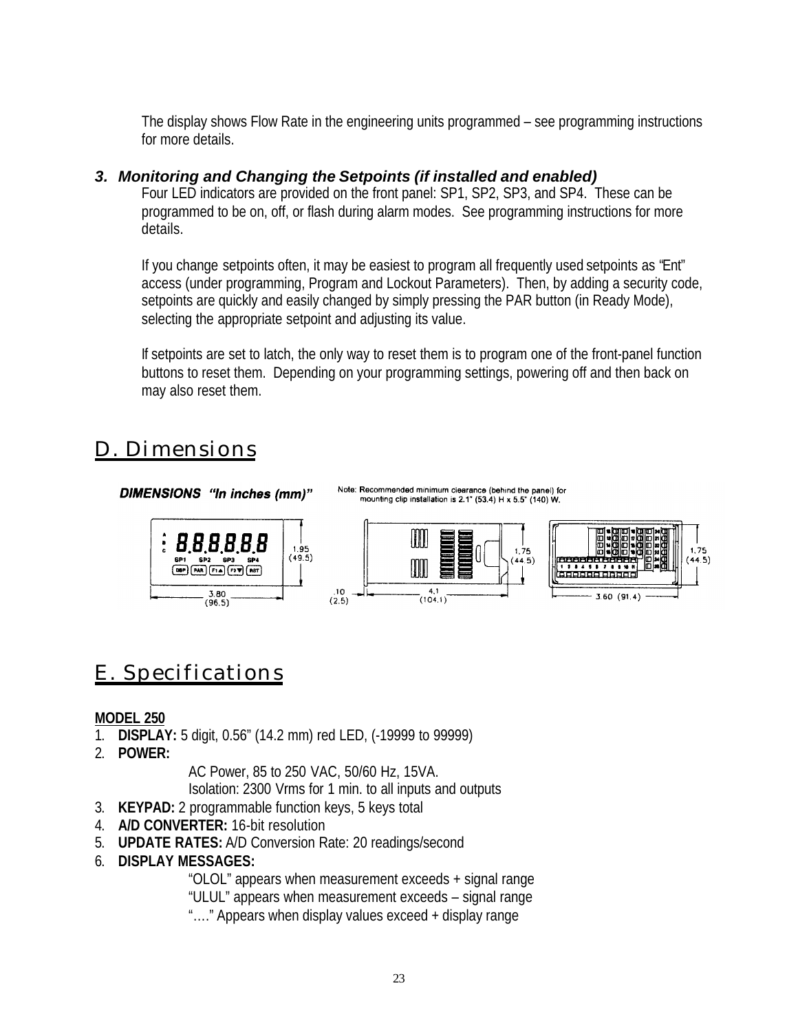The display shows Flow Rate in the engineering units programmed – see programming instructions for more details.

### 3. Monitoring and Changing the Setpoints (if installed and enabled)

Four LED indicators are provided on the front panel: SP1, SP2, SP3, and SP4. These can be programmed to be on, off, or flash during alarm modes. See programming instructions for more details.

If you change setpoints often, it may be easiest to program all frequently used setpoints as "Ent" access (under programming, Program and Lockout Parameters). Then, by adding a security code, setpoints are quickly and easily changed by simply pressing the PAR button (in Ready Mode), selecting the appropriate setpoint and adjusting its value.

If setpoints are set to latch, the only way to reset them is to program one of the front-panel function buttons to reset them. Depending on your programming settings, powering off and then back on may also reset them.

## D. Dimensions

**DIMENSIONS "In inches (mm)"**

Note: Recommended minimum clearance (behind the panel) for mounting clip installation is 2.1" (53.4) H x 5.5" (140) W.

1.95 (49.5)
3.80 (96.5)
1.75 (44.5)
.10 (2.5)
4.1 (104.1)
1.75 (44.5)
3.60 (91.4)

## E. Specifications

**MODEL 250**

1. **DISPLAY:** 5 digit, 0.56" (14.2 mm) red LED, (-19999 to 99999)
2. **POWER:**
   AC Power, 85 to 250 VAC, 50/60 Hz, 15VA.
   Isolation: 2300 Vrms for 1 min. to all inputs and outputs
3. **KEYPAD:** 2 programmable function keys, 5 keys total
4. **A/D CONVERTER:** 16-bit resolution
5. **UPDATE RATES:** A/D Conversion Rate: 20 readings/second
6. **DISPLAY MESSAGES:**
   "OLOL" appears when measurement exceeds + signal range
   "ULUL" appears when measurement exceeds – signal range
   "…." Appears when display values exceed + display range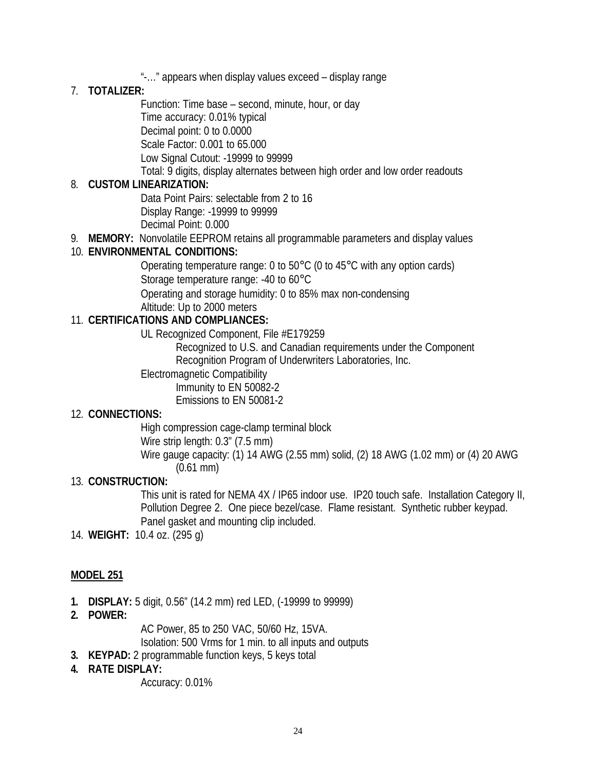"-…" appears when display values exceed – display range

7. **TOTALIZER:**
   - Function: Time base – second, minute, hour, or day
   - Time accuracy: 0.01% typical
   - Decimal point: 0 to 0.0000
   - Scale Factor: 0.001 to 65.000
   - Low Signal Cutout: -19999 to 99999
   - Total: 9 digits, display alternates between high order and low order readouts
8. **CUSTOM LINEARIZATION:**
   - Data Point Pairs: selectable from 2 to 16
   - Display Range: -19999 to 99999
   - Decimal Point: 0.000
9. **MEMORY:** Nonvolatile EEPROM retains all programmable parameters and display values
10. **ENVIRONMENTAL CONDITIONS:**
    - Operating temperature range: 0 to 50°C (0 to 45°C with any option cards)
    - Storage temperature range: -40 to 60°C
    - Operating and storage humidity: 0 to 85% max non-condensing
    - Altitude: Up to 2000 meters
11. **CERTIFICATIONS AND COMPLIANCES:**
    - UL Recognized Component, File #E179259
      - Recognized to U.S. and Canadian requirements under the Component Recognition Program of Underwriters Laboratories, Inc.
    - Electromagnetic Compatibility
      - Immunity to EN 50082-2
      - Emissions to EN 50081-2
12. **CONNECTIONS:**
    - High compression cage-clamp terminal block
    - Wire strip length: 0.3" (7.5 mm)
    - Wire gauge capacity: (1) 14 AWG (2.55 mm) solid, (2) 18 AWG (1.02 mm) or (4) 20 AWG (0.61 mm)
13. **CONSTRUCTION:**
    This unit is rated for NEMA 4X / IP65 indoor use. IP20 touch safe. Installation Category II, Pollution Degree 2. One piece bezel/case. Flame resistant. Synthetic rubber keypad. Panel gasket and mounting clip included.
14. **WEIGHT:** 10.4 oz. (295 g)

## MODEL 251

1. **DISPLAY:** 5 digit, 0.56" (14.2 mm) red LED, (-19999 to 99999)
2. **POWER:**
   - AC Power, 85 to 250 VAC, 50/60 Hz, 15VA.
   - Isolation: 500 Vrms for 1 min. to all inputs and outputs
3. **KEYPAD:** 2 programmable function keys, 5 keys total
4. **RATE DISPLAY:**
   - Accuracy: 0.01%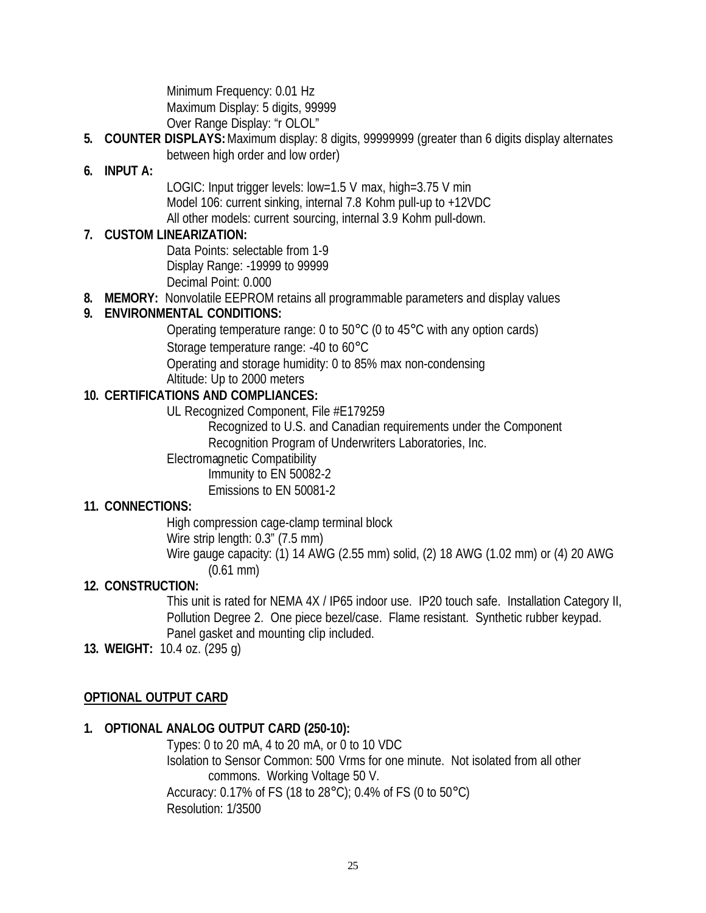Minimum Frequency: 0.01 Hz
Maximum Display: 5 digits, 99999
Over Range Display: "r OLOL"

5. **COUNTER DISPLAYS:** Maximum display: 8 digits, 99999999 (greater than 6 digits display alternates between high order and low order)

6. **INPUT A:**
   LOGIC: Input trigger levels: low=1.5 V max, high=3.75 V min
   Model 106: current sinking, internal 7.8 Kohm pull-up to +12VDC
   All other models: current sourcing, internal 3.9 Kohm pull-down.

7. **CUSTOM LINEARIZATION:**
   Data Points: selectable from 1-9
   Display Range: -19999 to 99999
   Decimal Point: 0.000

8. **MEMORY:** Nonvolatile EEPROM retains all programmable parameters and display values

9. **ENVIRONMENTAL CONDITIONS:**
   Operating temperature range: 0 to 50°C (0 to 45°C with any option cards)
   Storage temperature range: -40 to 60°C
   Operating and storage humidity: 0 to 85% max non-condensing
   Altitude: Up to 2000 meters

10. **CERTIFICATIONS AND COMPLIANCES:**
    UL Recognized Component, File #E179259
    Recognized to U.S. and Canadian requirements under the Component Recognition Program of Underwriters Laboratories, Inc.
    Electromagnetic Compatibility
    Immunity to EN 50082-2
    Emissions to EN 50081-2

11. **CONNECTIONS:**
    High compression cage-clamp terminal block
    Wire strip length: 0.3" (7.5 mm)
    Wire gauge capacity: (1) 14 AWG (2.55 mm) solid, (2) 18 AWG (1.02 mm) or (4) 20 AWG (0.61 mm)

12. **CONSTRUCTION:**
    This unit is rated for NEMA 4X / IP65 indoor use. IP20 touch safe. Installation Category II, Pollution Degree 2. One piece bezel/case. Flame resistant. Synthetic rubber keypad. Panel gasket and mounting clip included.

13. **WEIGHT:** 10.4 oz. (295 g)

**<u>OPTIONAL OUTPUT CARD</u>**

1. **OPTIONAL ANALOG OUTPUT CARD (250-10):**
   Types: 0 to 20 mA, 4 to 20 mA, or 0 to 10 VDC
   Isolation to Sensor Common: 500 Vrms for one minute. Not isolated from all other commons. Working Voltage 50 V.
   Accuracy: 0.17% of FS (18 to 28°C); 0.4% of FS (0 to 50°C)
   Resolution: 1/3500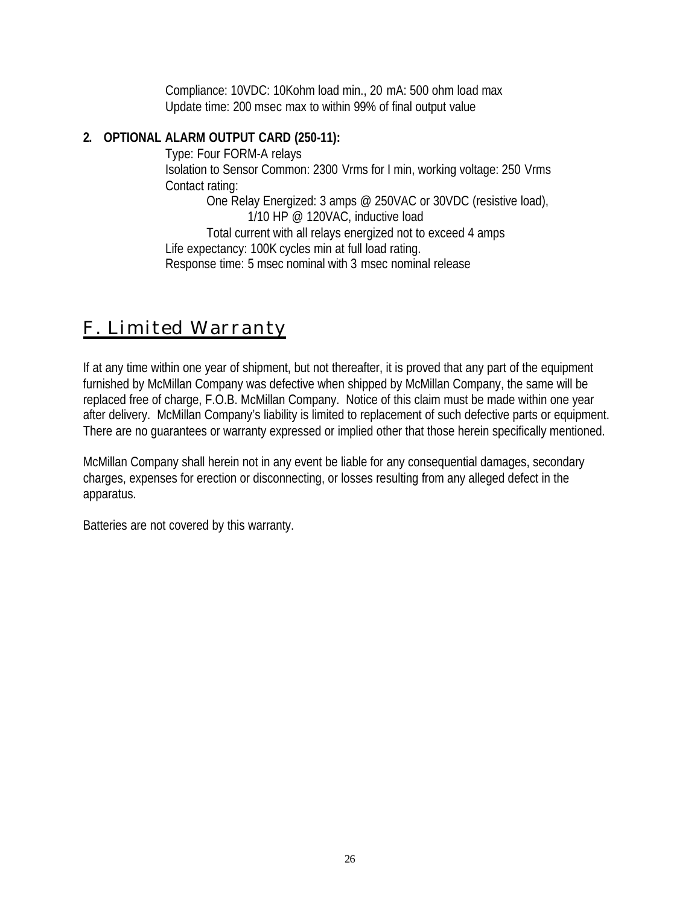Compliance: 10VDC: 10Kohm load min., 20 mA: 500 ohm load max
Update time: 200 msec max to within 99% of final output value

**2. OPTIONAL ALARM OUTPUT CARD (250-11):**

Type: Four FORM-A relays
Isolation to Sensor Common: 2300 Vrms for I min, working voltage: 250 Vrms
Contact rating:
One Relay Energized: 3 amps @ 250VAC or 30VDC (resistive load),
1/10 HP @ 120VAC, inductive load
Total current with all relays energized not to exceed 4 amps
Life expectancy: 100K cycles min at full load rating.
Response time: 5 msec nominal with 3 msec nominal release

## F. Limited Warranty

If at any time within one year of shipment, but not thereafter, it is proved that any part of the equipment furnished by McMillan Company was defective when shipped by McMillan Company, the same will be replaced free of charge, F.O.B. McMillan Company. Notice of this claim must be made within one year after delivery. McMillan Company's liability is limited to replacement of such defective parts or equipment. There are no guarantees or warranty expressed or implied other that those herein specifically mentioned.

McMillan Company shall herein not in any event be liable for any consequential damages, secondary charges, expenses for erection or disconnecting, or losses resulting from any alleged defect in the apparatus.

Batteries are not covered by this warranty.